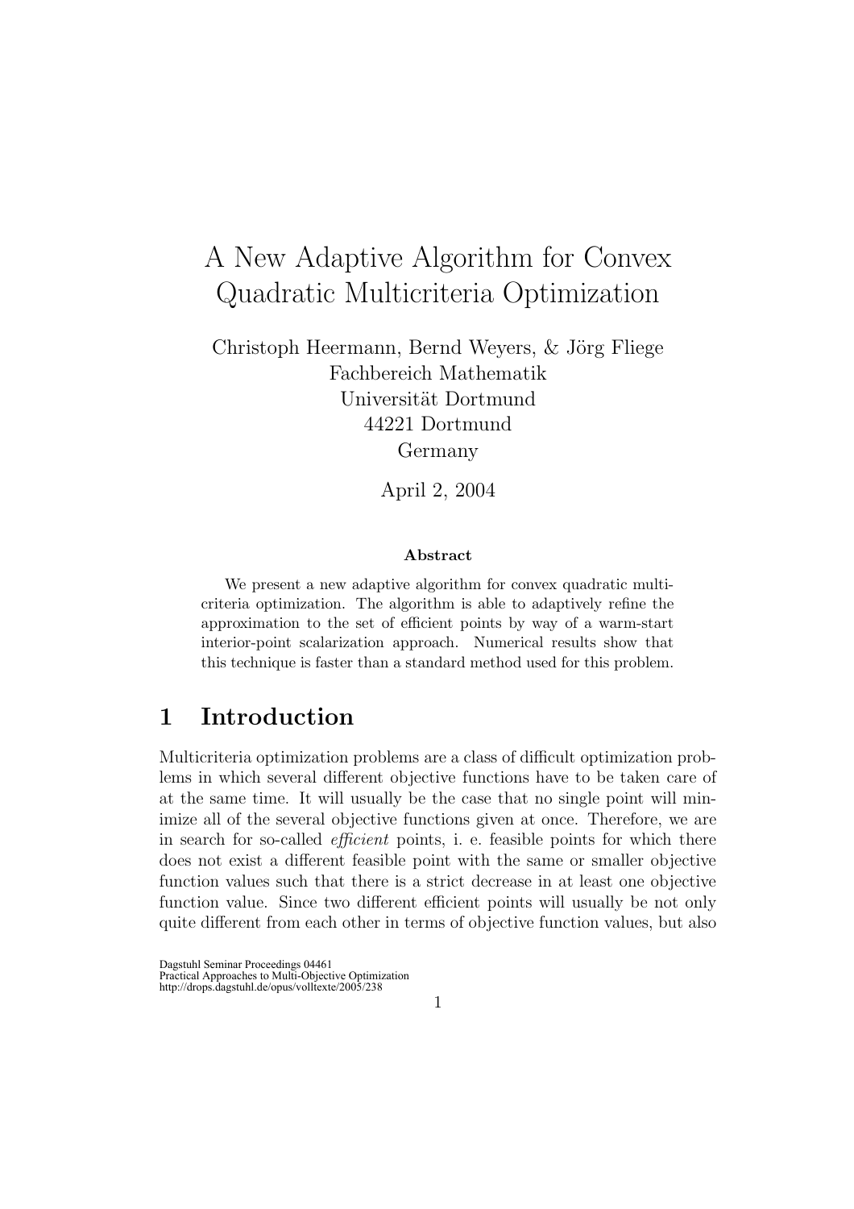# A New Adaptive Algorithm for Convex Quadratic Multicriteria Optimization

Christoph Heermann, Bernd Weyers, & Jörg Fliege
Fachbereich Mathematik
Universität Dortmund
44221 Dortmund
Germany

April 2, 2004

**Abstract**

We present a new adaptive algorithm for convex quadratic multicriteria optimization. The algorithm is able to adaptively refine the approximation to the set of efficient points by way of a warm-start interior-point scalarization approach. Numerical results show that this technique is faster than a standard method used for this problem.

## 1 Introduction

Multicriteria optimization problems are a class of difficult optimization problems in which several different objective functions have to be taken care of at the same time. It will usually be the case that no single point will minimize all of the several objective functions given at once. Therefore, we are in search for so-called *efficient* points, i. e. feasible points for which there does not exist a different feasible point with the same or smaller objective function values such that there is a strict decrease in at least one objective function value. Since two different efficient points will usually be not only quite different from each other in terms of objective function values, but also

Dagstuhl Seminar Proceedings 04461
Practical Approaches to Multi-Objective Optimization
http://drops.dagstuhl.de/opus/volltexte/2005/238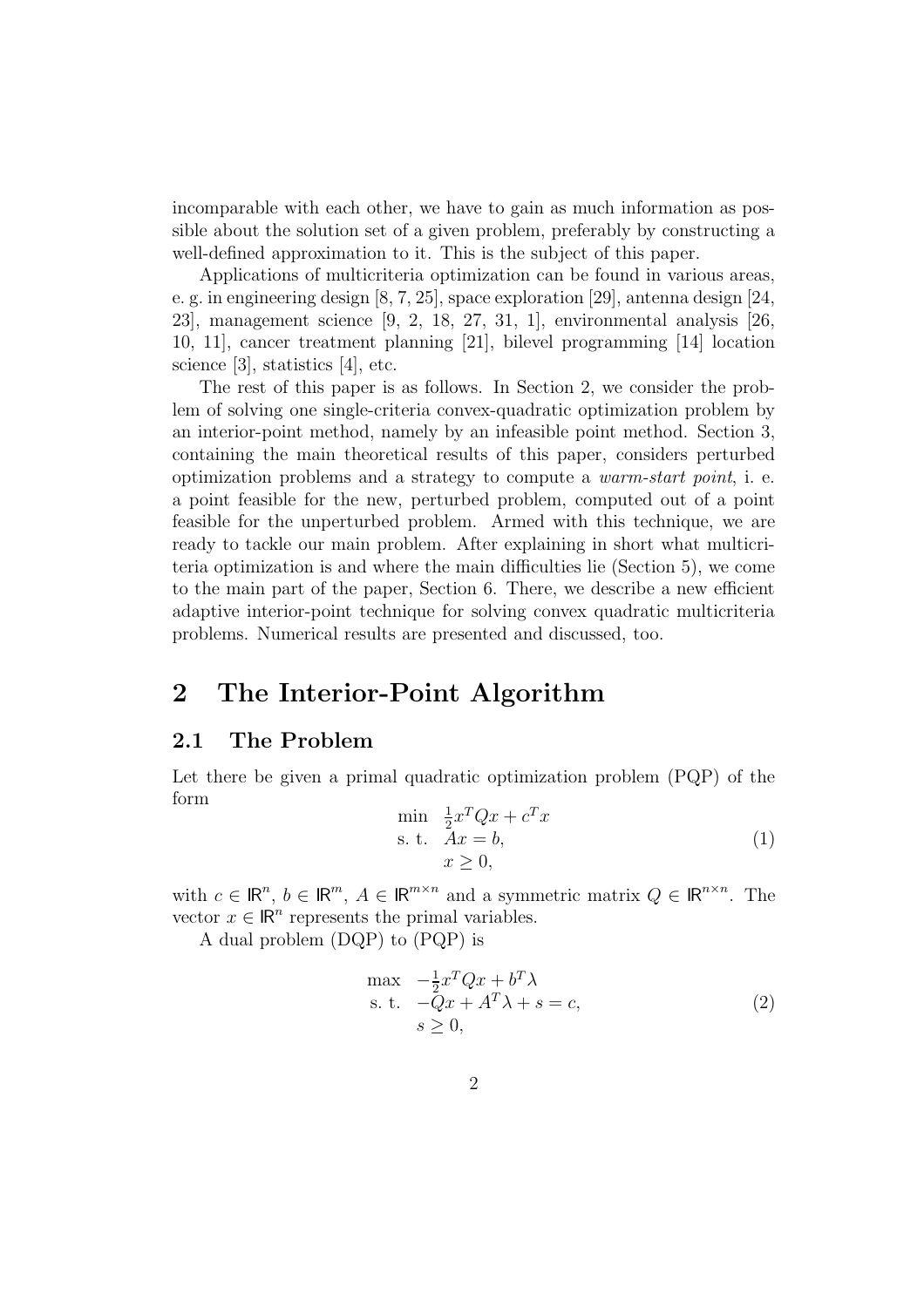incomparable with each other, we have to gain as much information as possible about the solution set of a given problem, preferably by constructing a well-defined approximation to it. This is the subject of this paper.

Applications of multicriteria optimization can be found in various areas, e. g. in engineering design [8, 7, 25], space exploration [29], antenna design [24, 23], management science [9, 2, 18, 27, 31, 1], environmental analysis [26, 10, 11], cancer treatment planning [21], bilevel programming [14] location science [3], statistics [4], etc.

The rest of this paper is as follows. In Section 2, we consider the problem of solving one single-criteria convex-quadratic optimization problem by an interior-point method, namely by an infeasible point method. Section 3, containing the main theoretical results of this paper, considers perturbed optimization problems and a strategy to compute a *warm-start point*, i. e. a point feasible for the new, perturbed problem, computed out of a point feasible for the unperturbed problem. Armed with this technique, we are ready to tackle our main problem. After explaining in short what multicriteria optimization is and where the main difficulties lie (Section 5), we come to the main part of the paper, Section 6. There, we describe a new efficient adaptive interior-point technique for solving convex quadratic multicriteria problems. Numerical results are presented and discussed, too.

# 2 The Interior-Point Algorithm

## 2.1 The Problem

Let there be given a primal quadratic optimization problem (PQP) of the form

$$
\begin{array}{ll}
\min & \frac{1}{2}x^TQx + c^Tx \\
\text{s. t.} & Ax = b, \\
 & x \geq 0,
\end{array}
\tag{1}
$$

with $c \in \mathbb{R}^n$, $b \in \mathbb{R}^m$, $A \in \mathbb{R}^{m \times n}$ and a symmetric matrix $Q \in \mathbb{R}^{n \times n}$. The vector $x \in \mathbb{R}^n$ represents the primal variables.

A dual problem (DQP) to (PQP) is

$$
\begin{array}{ll}
\max & -\frac{1}{2}x^TQx + b^T\lambda \\
\text{s. t.} & -Qx + A^T\lambda + s = c, \\
 & s \geq 0,
\end{array}
\tag{2}
$$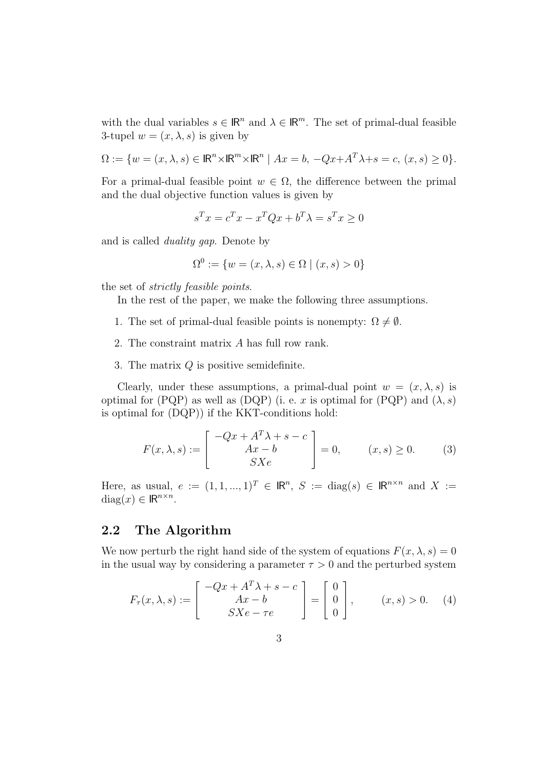with the dual variables $s \in \mathbb{R}^n$ and $\lambda \in \mathbb{R}^m$. The set of primal-dual feasible 3-tupel $w = (x, \lambda, s)$ is given by

$$\Omega := \{w = (x, \lambda, s) \in \mathbb{R}^n \times \mathbb{R}^m \times \mathbb{R}^n \mid Ax = b,\ -Qx + A^T\lambda + s = c,\ (x, s) \geq 0\}.$$

For a primal-dual feasible point $w \in \Omega$, the difference between the primal and the dual objective function values is given by

$$s^T x = c^T x - x^T Q x + b^T \lambda = s^T x \geq 0$$

and is called *duality gap*. Denote by

$$\Omega^0 := \{w = (x, \lambda, s) \in \Omega \mid (x, s) > 0\}$$

the set of *strictly feasible points*.

In the rest of the paper, we make the following three assumptions.

1. The set of primal-dual feasible points is nonempty: $\Omega \neq \emptyset$.
2. The constraint matrix $A$ has full row rank.
3. The matrix $Q$ is positive semidefinite.

Clearly, under these assumptions, a primal-dual point $w = (x, \lambda, s)$ is optimal for (PQP) as well as (DQP) (i. e. $x$ is optimal for (PQP) and $(\lambda, s)$ is optimal for (DQP)) if the KKT-conditions hold:

$$F(x, \lambda, s) := \begin{bmatrix} -Qx + A^T\lambda + s - c \\ Ax - b \\ SXe \end{bmatrix} = 0, \qquad (x, s) \geq 0. \tag{3}$$

Here, as usual, $e := (1, 1, ..., 1)^T \in \mathbb{R}^n$, $S := \text{diag}(s) \in \mathbb{R}^{n \times n}$ and $X := \text{diag}(x) \in \mathbb{R}^{n \times n}$.

## 2.2 The Algorithm

We now perturb the right hand side of the system of equations $F(x, \lambda, s) = 0$ in the usual way by considering a parameter $\tau > 0$ and the perturbed system

$$F_\tau(x, \lambda, s) := \begin{bmatrix} -Qx + A^T\lambda + s - c \\ Ax - b \\ SXe - \tau e \end{bmatrix} = \begin{bmatrix} 0 \\ 0 \\ 0 \end{bmatrix}, \qquad (x, s) > 0. \tag{4}$$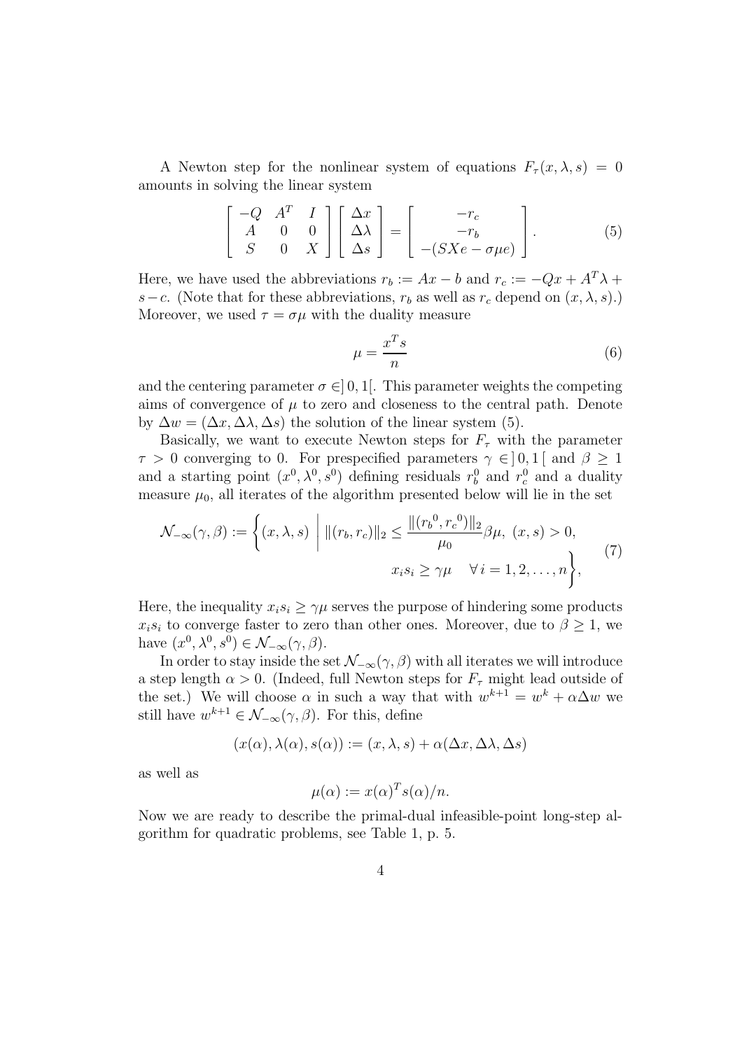A Newton step for the nonlinear system of equations $F_\tau(x, \lambda, s) = 0$ amounts in solving the linear system

$$\begin{bmatrix} -Q & A^T & I \\ A & 0 & 0 \\ S & 0 & X \end{bmatrix} \begin{bmatrix} \Delta x \\ \Delta \lambda \\ \Delta s \end{bmatrix} = \begin{bmatrix} -r_c \\ -r_b \\ -(SXe - \sigma \mu e) \end{bmatrix}. \tag{5}$$

Here, we have used the abbreviations $r_b := Ax - b$ and $r_c := -Qx + A^T\lambda + s - c$. (Note that for these abbreviations, $r_b$ as well as $r_c$ depend on $(x, \lambda, s)$.) Moreover, we used $\tau = \sigma\mu$ with the duality measure

$$\mu = \frac{x^T s}{n} \tag{6}$$

and the centering parameter $\sigma \in ]0, 1[$. This parameter weights the competing aims of convergence of $\mu$ to zero and closeness to the central path. Denote by $\Delta w = (\Delta x, \Delta\lambda, \Delta s)$ the solution of the linear system (5).

Basically, we want to execute Newton steps for $F_\tau$ with the parameter $\tau > 0$ converging to 0. For prespecified parameters $\gamma \in ]0, 1[$ and $\beta \geq 1$ and a starting point $(x^0, \lambda^0, s^0)$ defining residuals $r_b^0$ and $r_c^0$ and a duality measure $\mu_0$, all iterates of the algorithm presented below will lie in the set

$$\mathcal{N}_{-\infty}(\gamma, \beta) := \left\{ (x, \lambda, s) \;\middle|\; \|(r_b, r_c)\|_2 \leq \frac{\|({r_b}^0, {r_c}^0)\|_2}{\mu_0} \beta\mu,\ (x, s) > 0, \right. \\ \left. x_i s_i \geq \gamma\mu \quad \forall\, i = 1, 2, \ldots, n \right\}, \tag{7}$$

Here, the inequality $x_i s_i \geq \gamma\mu$ serves the purpose of hindering some products $x_i s_i$ to converge faster to zero than other ones. Moreover, due to $\beta \geq 1$, we have $(x^0, \lambda^0, s^0) \in \mathcal{N}_{-\infty}(\gamma, \beta)$.

In order to stay inside the set $\mathcal{N}_{-\infty}(\gamma, \beta)$ with all iterates we will introduce a step length $\alpha > 0$. (Indeed, full Newton steps for $F_\tau$ might lead outside of the set.) We will choose $\alpha$ in such a way that with $w^{k+1} = w^k + \alpha\Delta w$ we still have $w^{k+1} \in \mathcal{N}_{-\infty}(\gamma, \beta)$. For this, define

$$(x(\alpha), \lambda(\alpha), s(\alpha)) := (x, \lambda, s) + \alpha(\Delta x, \Delta\lambda, \Delta s)$$

as well as

$$\mu(\alpha) := x(\alpha)^T s(\alpha)/n.$$

Now we are ready to describe the primal-dual infeasible-point long-step algorithm for quadratic problems, see Table 1, p. 5.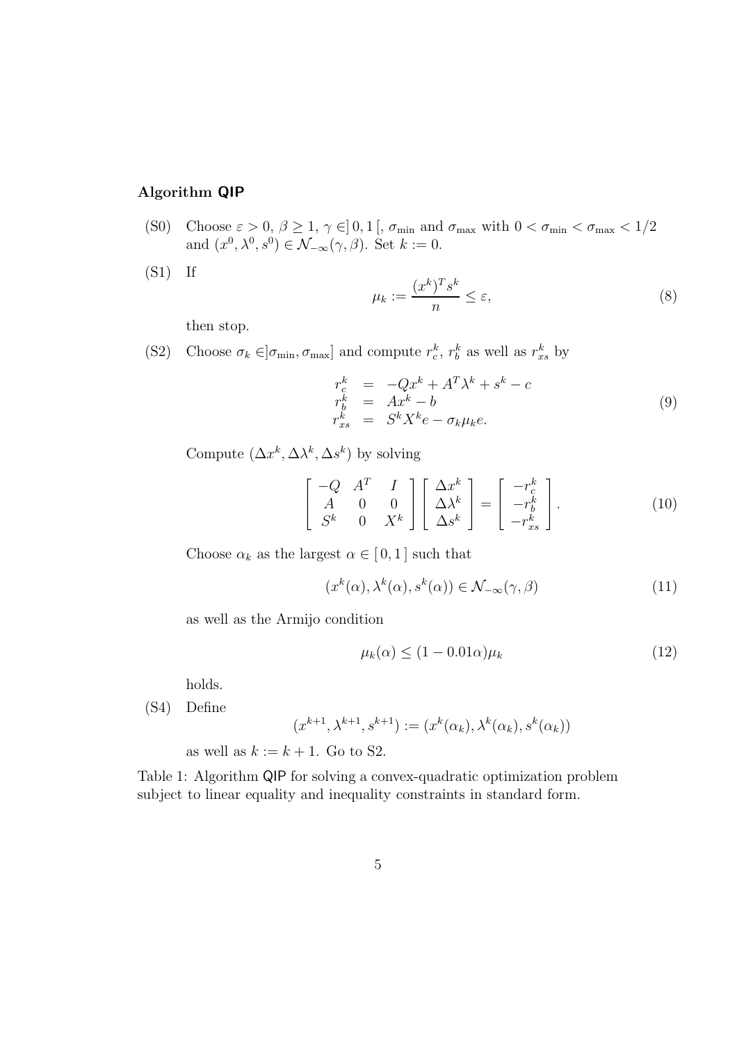**Algorithm QIP**

(S0) Choose $\varepsilon > 0$, $\beta \geq 1$, $\gamma \in ]\,0, 1\,[$, $\sigma_{\min}$ and $\sigma_{\max}$ with $0 < \sigma_{\min} < \sigma_{\max} < 1/2$ and $(x^0, \lambda^0, s^0) \in \mathcal{N}_{-\infty}(\gamma, \beta)$. Set $k := 0$.

(S1) If

$$\mu_k := \frac{(x^k)^T s^k}{n} \leq \varepsilon, \tag{8}$$

then stop.

(S2) Choose $\sigma_k \in ]\sigma_{\min}, \sigma_{\max}]$ and compute $r_c^k$, $r_b^k$ as well as $r_{xs}^k$ by

$$\begin{aligned} r_c^k &= -Qx^k + A^T\lambda^k + s^k - c \\ r_b^k &= Ax^k - b \\ r_{xs}^k &= S^k X^k e - \sigma_k \mu_k e. \end{aligned} \tag{9}$$

Compute $(\Delta x^k, \Delta\lambda^k, \Delta s^k)$ by solving

$$\begin{bmatrix} -Q & A^T & I \\ A & 0 & 0 \\ S^k & 0 & X^k \end{bmatrix} \begin{bmatrix} \Delta x^k \\ \Delta\lambda^k \\ \Delta s^k \end{bmatrix} = \begin{bmatrix} -r_c^k \\ -r_b^k \\ -r_{xs}^k \end{bmatrix}. \tag{10}$$

Choose $\alpha_k$ as the largest $\alpha \in [\,0, 1\,]$ such that

$$(x^k(\alpha), \lambda^k(\alpha), s^k(\alpha)) \in \mathcal{N}_{-\infty}(\gamma, \beta) \tag{11}$$

as well as the Armijo condition

$$\mu_k(\alpha) \leq (1 - 0.01\alpha)\mu_k \tag{12}$$

holds.

(S4) Define

$$(x^{k+1}, \lambda^{k+1}, s^{k+1}) := (x^k(\alpha_k), \lambda^k(\alpha_k), s^k(\alpha_k))$$

as well as $k := k + 1$. Go to S2.

Table 1: Algorithm QIP for solving a convex-quadratic optimization problem subject to linear equality and inequality constraints in standard form.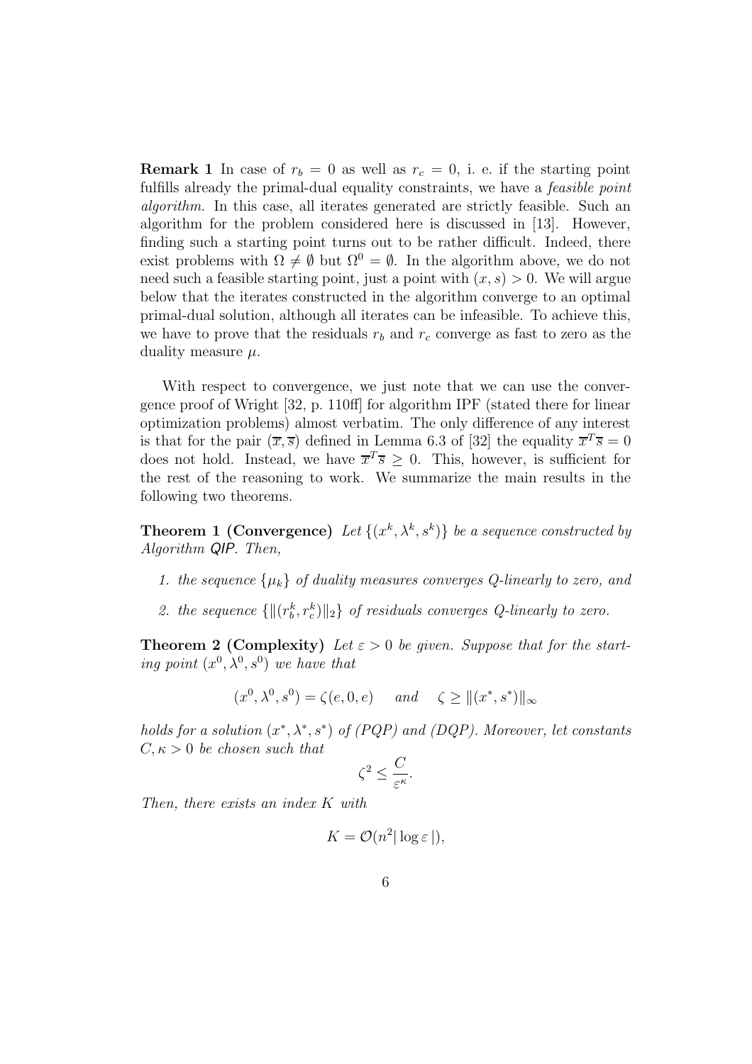**Remark 1** In case of $r_b = 0$ as well as $r_c = 0$, i. e. if the starting point fulfills already the primal-dual equality constraints, we have a *feasible point algorithm*. In this case, all iterates generated are strictly feasible. Such an algorithm for the problem considered here is discussed in [13]. However, finding such a starting point turns out to be rather difficult. Indeed, there exist problems with $\Omega \neq \emptyset$ but $\Omega^0 = \emptyset$. In the algorithm above, we do not need such a feasible starting point, just a point with $(x, s) > 0$. We will argue below that the iterates constructed in the algorithm converge to an optimal primal-dual solution, although all iterates can be infeasible. To achieve this, we have to prove that the residuals $r_b$ and $r_c$ converge as fast to zero as the duality measure $\mu$.

With respect to convergence, we just note that we can use the convergence proof of Wright [32, p. 110ff] for algorithm IPF (stated there for linear optimization problems) almost verbatim. The only difference of any interest is that for the pair $(\overline{x}, \overline{s})$ defined in Lemma 6.3 of [32] the equality $\overline{x}^T \overline{s} = 0$ does not hold. Instead, we have $\overline{x}^T \overline{s} \geq 0$. This, however, is sufficient for the rest of the reasoning to work. We summarize the main results in the following two theorems.

**Theorem 1 (Convergence)** *Let $\{(x^k, \lambda^k, s^k)\}$ be a sequence constructed by Algorithm QIP. Then,*

1. *the sequence $\{\mu_k\}$ of duality measures converges Q-linearly to zero, and*
2. *the sequence $\{\|(r_b^k, r_c^k)\|_2\}$ of residuals converges Q-linearly to zero.*

**Theorem 2 (Complexity)** *Let $\varepsilon > 0$ be given. Suppose that for the starting point $(x^0, \lambda^0, s^0)$ we have that*

$$(x^0, \lambda^0, s^0) = \zeta(e, 0, e) \quad \text{and} \quad \zeta \geq \|(x^*, s^*)\|_\infty$$

*holds for a solution $(x^*, \lambda^*, s^*)$ of (PQP) and (DQP). Moreover, let constants $C, \kappa > 0$ be chosen such that*

$$\zeta^2 \leq \frac{C}{\varepsilon^\kappa}.$$

*Then, there exists an index $K$ with*

$$K = \mathcal{O}(n^2 |\log \varepsilon\,|),$$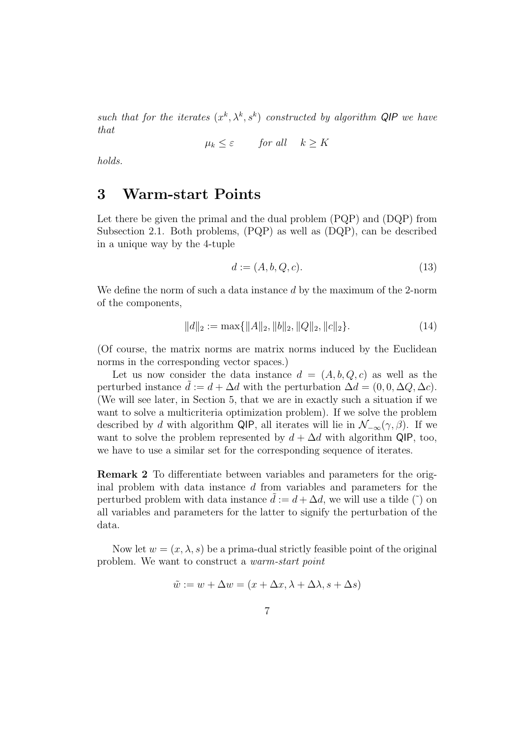*such that for the iterates $(x^k, \lambda^k, s^k)$ constructed by algorithm QIP we have that*

$$\mu_k \leq \varepsilon \qquad \text{for all} \quad k \geq K$$

*holds.*

# 3 Warm-start Points

Let there be given the primal and the dual problem (PQP) and (DQP) from Subsection 2.1. Both problems, (PQP) as well as (DQP), can be described in a unique way by the 4-tuple

$$d := (A, b, Q, c). \tag{13}$$

We define the norm of such a data instance $d$ by the maximum of the 2-norm of the components,

$$\|d\|_2 := \max\{\|A\|_2, \|b\|_2, \|Q\|_2, \|c\|_2\}. \tag{14}$$

(Of course, the matrix norms are matrix norms induced by the Euclidean norms in the corresponding vector spaces.)

Let us now consider the data instance $d = (A, b, Q, c)$ as well as the perturbed instance $\tilde{d} := d + \Delta d$ with the perturbation $\Delta d = (0, 0, \Delta Q, \Delta c)$. (We will see later, in Section 5, that we are in exactly such a situation if we want to solve a multicriteria optimization problem). If we solve the problem described by $d$ with algorithm QIP, all iterates will lie in $\mathcal{N}_{-\infty}(\gamma, \beta)$. If we want to solve the problem represented by $d + \Delta d$ with algorithm QIP, too, we have to use a similar set for the corresponding sequence of iterates.

**Remark 2** To differentiate between variables and parameters for the original problem with data instance $d$ from variables and parameters for the perturbed problem with data instance $\tilde{d} := d + \Delta d$, we will use a tilde ($\tilde{}$) on all variables and parameters for the latter to signify the perturbation of the data.

Now let $w = (x, \lambda, s)$ be a prima-dual strictly feasible point of the original problem. We want to construct a *warm-start point*

$$\tilde{w} := w + \Delta w = (x + \Delta x, \lambda + \Delta\lambda, s + \Delta s)$$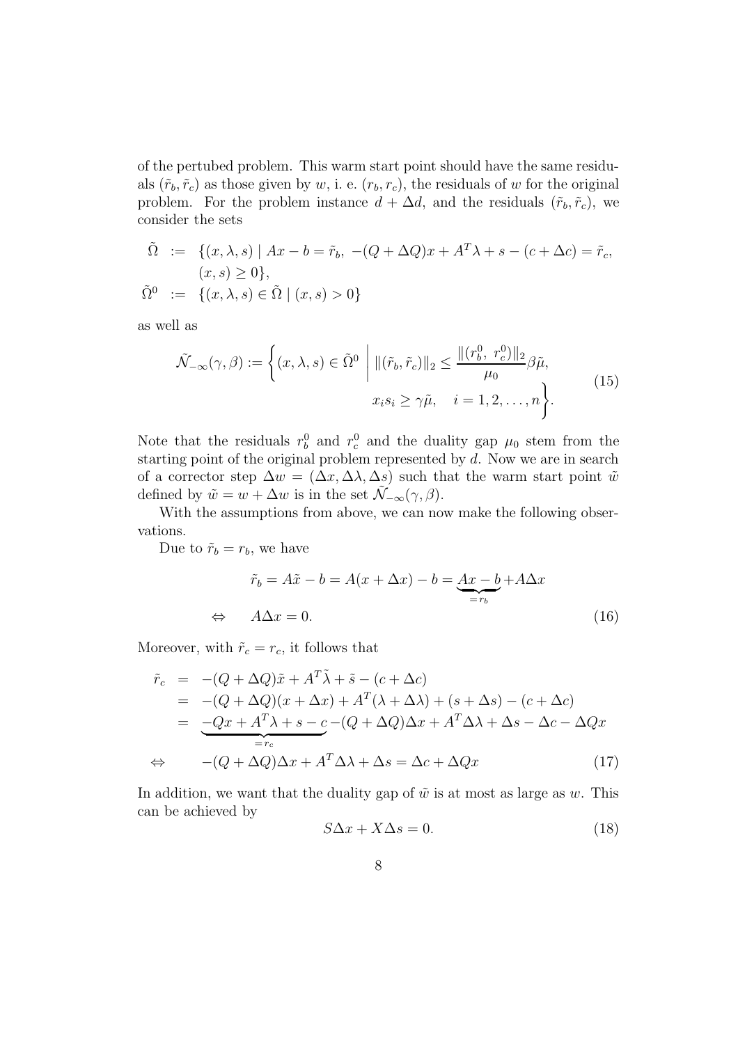of the pertubed problem. This warm start point should have the same residuals $(\tilde{r}_b, \tilde{r}_c)$ as those given by $w$, i. e. $(r_b, r_c)$, the residuals of $w$ for the original problem. For the problem instance $d + \Delta d$, and the residuals $(\tilde{r}_b, \tilde{r}_c)$, we consider the sets

$$
\begin{aligned}
\tilde{\Omega} &:= \{(x, \lambda, s) \mid Ax - b = \tilde{r}_b,\ -(Q + \Delta Q)x + A^T\lambda + s - (c + \Delta c) = \tilde{r}_c, \\
&\quad\ (x, s) \geq 0\}, \\
\tilde{\Omega}^0 &:= \{(x, \lambda, s) \in \tilde{\Omega} \mid (x, s) > 0\}
\end{aligned}
$$

as well as

$$
\tilde{\mathcal{N}}_{-\infty}(\gamma, \beta) := \left\{ (x, \lambda, s) \in \tilde{\Omega}^0 \;\middle|\; \|(\tilde{r}_b, \tilde{r}_c)\|_2 \leq \frac{\|(r_b^0,\ r_c^0)\|_2}{\mu_0} \beta \tilde{\mu}, \quad x_i s_i \geq \gamma \tilde{\mu}, \quad i = 1, 2, \ldots, n \right\}. \tag{15}
$$

Note that the residuals $r_b^0$ and $r_c^0$ and the duality gap $\mu_0$ stem from the starting point of the original problem represented by $d$. Now we are in search of a corrector step $\Delta w = (\Delta x, \Delta \lambda, \Delta s)$ such that the warm start point $\tilde{w}$ defined by $\tilde{w} = w + \Delta w$ is in the set $\tilde{\mathcal{N}}_{-\infty}(\gamma, \beta)$.

With the assumptions from above, we can now make the following observations.

Due to $\tilde{r}_b = r_b$, we have

$$
\begin{aligned}
&\tilde{r}_b = A\tilde{x} - b = A(x + \Delta x) - b = \underbrace{Ax - b}_{= r_b} + A\Delta x \\
\Leftrightarrow \quad & A\Delta x = 0.
\end{aligned} \tag{16}
$$

Moreover, with $\tilde{r}_c = r_c$, it follows that

$$
\begin{aligned}
\tilde{r}_c &= -(Q + \Delta Q)\tilde{x} + A^T\tilde{\lambda} + \tilde{s} - (c + \Delta c) \\
&= -(Q + \Delta Q)(x + \Delta x) + A^T(\lambda + \Delta\lambda) + (s + \Delta s) - (c + \Delta c) \\
&= \underbrace{-Qx + A^T\lambda + s - c}_{= r_c} - (Q + \Delta Q)\Delta x + A^T\Delta\lambda + \Delta s - \Delta c - \Delta Q x \\
\Leftrightarrow \quad & -(Q + \Delta Q)\Delta x + A^T\Delta\lambda + \Delta s = \Delta c + \Delta Q x
\end{aligned} \tag{17}
$$

In addition, we want that the duality gap of $\tilde{w}$ is at most as large as $w$. This can be achieved by

$$
S\Delta x + X\Delta s = 0. \tag{18}
$$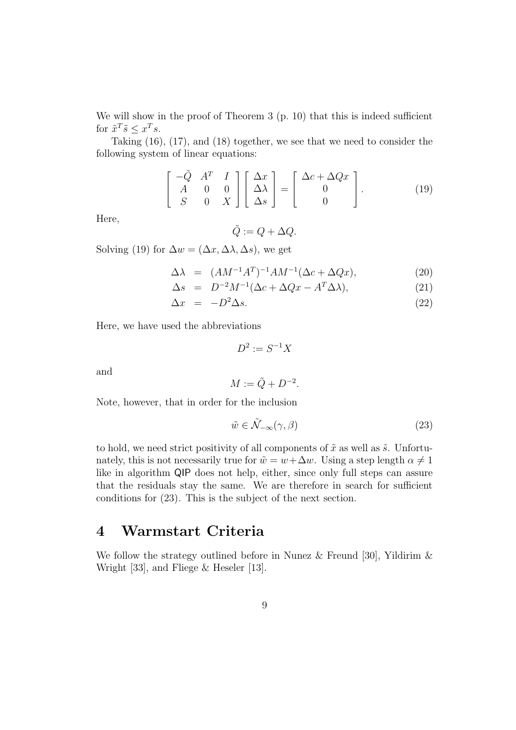We will show in the proof of Theorem 3 (p. 10) that this is indeed sufficient for $\tilde{x}^T \tilde{s} \leq x^T s$.

Taking (16), (17), and (18) together, we see that we need to consider the following system of linear equations:

$$
\begin{bmatrix} -\tilde{Q} & A^T & I \\ A & 0 & 0 \\ S & 0 & X \end{bmatrix} \begin{bmatrix} \Delta x \\ \Delta \lambda \\ \Delta s \end{bmatrix} = \begin{bmatrix} \Delta c + \Delta Q x \\ 0 \\ 0 \end{bmatrix}. \tag{19}
$$

Here,

$$
\tilde{Q} := Q + \Delta Q.
$$

Solving (19) for $\Delta w = (\Delta x, \Delta \lambda, \Delta s)$, we get

$$
\Delta \lambda = (AM^{-1}A^T)^{-1} AM^{-1}(\Delta c + \Delta Q x), \tag{20}
$$

$$
\Delta s = D^{-2} M^{-1}(\Delta c + \Delta Q x - A^T \Delta \lambda), \tag{21}
$$

$$
\Delta x = -D^2 \Delta s. \tag{22}
$$

Here, we have used the abbreviations

$$
D^2 := S^{-1} X
$$

and

$$
M := \tilde{Q} + D^{-2}.
$$

Note, however, that in order for the inclusion

$$
\tilde{w} \in \tilde{\mathcal{N}}_{-\infty}(\gamma, \beta) \tag{23}
$$

to hold, we need strict positivity of all components of $\tilde{x}$ as well as $\tilde{s}$. Unfortunately, this is not necessarily true for $\tilde{w} = w + \Delta w$. Using a step length $\alpha \neq 1$ like in algorithm QIP does not help, either, since only full steps can assure that the residuals stay the same. We are therefore in search for sufficient conditions for (23). This is the subject of the next section.

## 4 Warmstart Criteria

We follow the strategy outlined before in Nunez & Freund [30], Yildirim & Wright [33], and Fliege & Heseler [13].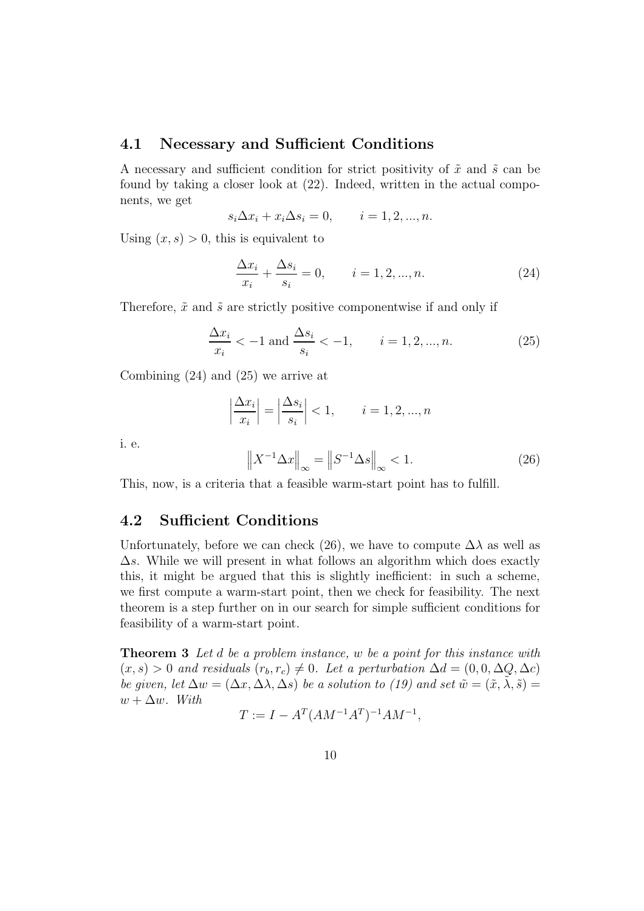### 4.1 Necessary and Sufficient Conditions

A necessary and sufficient condition for strict positivity of $\tilde{x}$ and $\tilde{s}$ can be found by taking a closer look at (22). Indeed, written in the actual components, we get

$$s_i \Delta x_i + x_i \Delta s_i = 0, \qquad i = 1, 2, ..., n.$$

Using $(x, s) > 0$, this is equivalent to

$$\frac{\Delta x_i}{x_i} + \frac{\Delta s_i}{s_i} = 0, \qquad i = 1, 2, ..., n. \tag{24}$$

Therefore, $\tilde{x}$ and $\tilde{s}$ are strictly positive componentwise if and only if

$$\frac{\Delta x_i}{x_i} < -1 \text{ and } \frac{\Delta s_i}{s_i} < -1, \qquad i = 1, 2, ..., n. \tag{25}$$

Combining (24) and (25) we arrive at

$$\left| \frac{\Delta x_i}{x_i} \right| = \left| \frac{\Delta s_i}{s_i} \right| < 1, \qquad i = 1, 2, ..., n$$

i. e.

$$\left\| X^{-1} \Delta x \right\|_\infty = \left\| S^{-1} \Delta s \right\|_\infty < 1. \tag{26}$$

This, now, is a criteria that a feasible warm-start point has to fulfill.

### 4.2 Sufficient Conditions

Unfortunately, before we can check (26), we have to compute $\Delta \lambda$ as well as $\Delta s$. While we will present in what follows an algorithm which does exactly this, it might be argued that this is slightly inefficient: in such a scheme, we first compute a warm-start point, then we check for feasibility. The next theorem is a step further on in our search for simple sufficient conditions for feasibility of a warm-start point.

**Theorem 3** *Let $d$ be a problem instance, $w$ be a point for this instance with $(x, s) > 0$ and residuals $(r_b, r_c) \neq 0$. Let a perturbation $\Delta d = (0, 0, \Delta Q, \Delta c)$ be given, let $\Delta w = (\Delta x, \Delta \lambda, \Delta s)$ be a solution to (19) and set $\tilde{w} = (\tilde{x}, \tilde{\lambda}, \tilde{s}) = w + \Delta w$. With*

$$T := I - A^T (A M^{-1} A^T)^{-1} A M^{-1},$$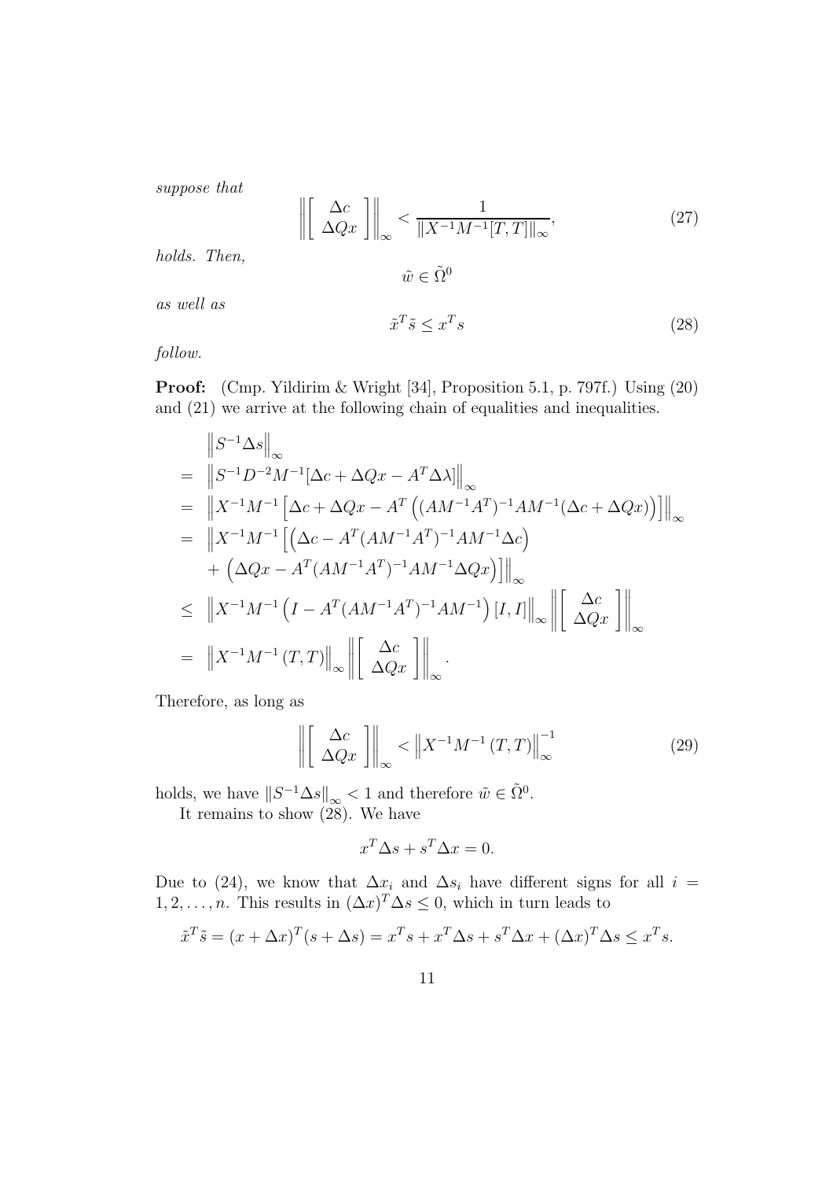*suppose that*

$$\left\| \left[ \begin{array}{c} \Delta c \\ \Delta Qx \end{array} \right] \right\|_\infty < \frac{1}{\|X^{-1}M^{-1}[T,T]\|_\infty}, \tag{27}$$

*holds. Then,*

$$\tilde{w} \in \tilde{\Omega}^0$$

*as well as*

$$\tilde{x}^T \tilde{s} \le x^T s \tag{28}$$

*follow.*

**Proof:** (Cmp. Yildirim & Wright [34], Proposition 5.1, p. 797f.) Using (20) and (21) we arrive at the following chain of equalities and inequalities.

$$\begin{aligned}
& \left\| S^{-1}\Delta s \right\|_\infty \\
= \;& \left\| S^{-1}D^{-2}M^{-1}[\Delta c + \Delta Qx - A^T\Delta\lambda] \right\|_\infty \\
= \;& \left\| X^{-1}M^{-1}\left[\Delta c + \Delta Qx - A^T\left((AM^{-1}A^T)^{-1}AM^{-1}(\Delta c + \Delta Qx)\right)\right] \right\|_\infty \\
= \;& \Big\| X^{-1}M^{-1}\Big[\left(\Delta c - A^T(AM^{-1}A^T)^{-1}AM^{-1}\Delta c\right) \\
& + \left(\Delta Qx - A^T(AM^{-1}A^T)^{-1}AM^{-1}\Delta Qx\right)\Big] \Big\|_\infty \\
\le \;& \left\| X^{-1}M^{-1}\left(I - A^T(AM^{-1}A^T)^{-1}AM^{-1}\right)[I,I] \right\|_\infty \left\| \left[ \begin{array}{c} \Delta c \\ \Delta Qx \end{array} \right] \right\|_\infty \\
= \;& \left\| X^{-1}M^{-1}(T,T) \right\|_\infty \left\| \left[ \begin{array}{c} \Delta c \\ \Delta Qx \end{array} \right] \right\|_\infty .
\end{aligned}$$

Therefore, as long as

$$\left\| \left[ \begin{array}{c} \Delta c \\ \Delta Qx \end{array} \right] \right\|_\infty < \left\| X^{-1}M^{-1}(T,T) \right\|_\infty^{-1} \tag{29}$$

holds, we have $\|S^{-1}\Delta s\|_\infty < 1$ and therefore $\tilde{w} \in \tilde{\Omega}^0$.

It remains to show (28). We have

$$x^T\Delta s + s^T\Delta x = 0.$$

Due to (24), we know that $\Delta x_i$ and $\Delta s_i$ have different signs for all $i = 1, 2, \ldots, n$. This results in $(\Delta x)^T\Delta s \le 0$, which in turn leads to

$$\tilde{x}^T\tilde{s} = (x + \Delta x)^T(s + \Delta s) = x^Ts + x^T\Delta s + s^T\Delta x + (\Delta x)^T\Delta s \le x^Ts.$$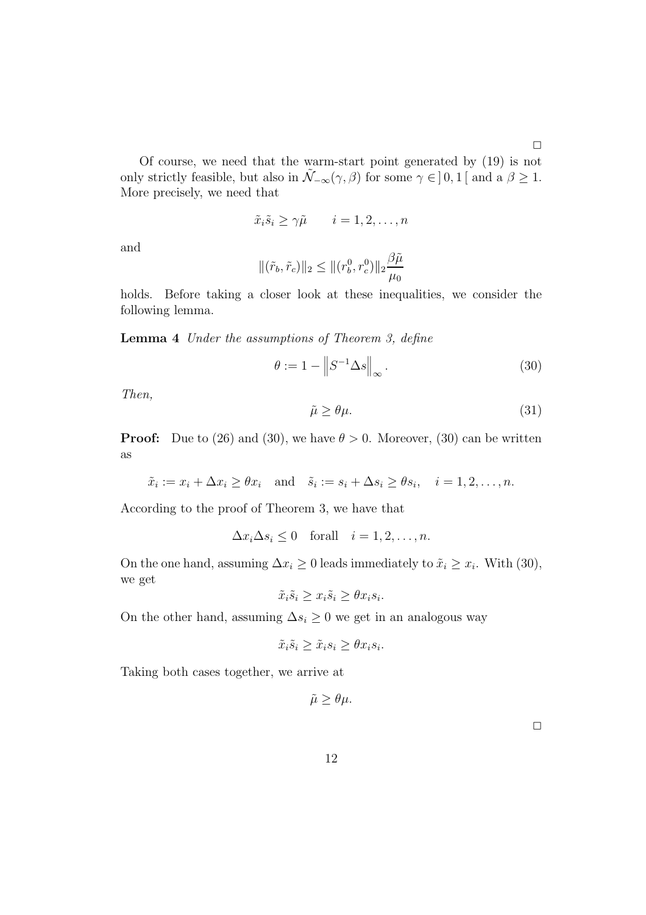□

Of course, we need that the warm-start point generated by (19) is not only strictly feasible, but also in $\tilde{\mathcal{N}}_{-\infty}(\gamma, \beta)$ for some $\gamma \in ]\,0, 1\,[$ and a $\beta \geq 1$. More precisely, we need that

$$\tilde{x}_i \tilde{s}_i \geq \gamma \tilde{\mu} \qquad i = 1, 2, \ldots, n$$

and

$$\|(\tilde{r}_b, \tilde{r}_c)\|_2 \leq \|(r_b^0, r_c^0)\|_2 \frac{\beta \tilde{\mu}}{\mu_0}$$

holds. Before taking a closer look at these inequalities, we consider the following lemma.

**Lemma 4** *Under the assumptions of Theorem 3, define*

$$\theta := 1 - \left\| S^{-1} \Delta s \right\|_\infty . \tag{30}$$

*Then,*

$$\tilde{\mu} \geq \theta \mu. \tag{31}$$

**Proof:** Due to (26) and (30), we have $\theta > 0$. Moreover, (30) can be written as

$$\tilde{x}_i := x_i + \Delta x_i \geq \theta x_i \quad \text{and} \quad \tilde{s}_i := s_i + \Delta s_i \geq \theta s_i, \quad i = 1, 2, \ldots, n.$$

According to the proof of Theorem 3, we have that

$$\Delta x_i \Delta s_i \leq 0 \quad \text{forall} \quad i = 1, 2, \ldots, n.$$

On the one hand, assuming $\Delta x_i \geq 0$ leads immediately to $\tilde{x}_i \geq x_i$. With (30), we get

$$\tilde{x}_i \tilde{s}_i \geq x_i \tilde{s}_i \geq \theta x_i s_i.$$

On the other hand, assuming $\Delta s_i \geq 0$ we get in an analogous way

$$\tilde{x}_i \tilde{s}_i \geq \tilde{x}_i s_i \geq \theta x_i s_i.$$

Taking both cases together, we arrive at

$$\tilde{\mu} \geq \theta \mu.$$

□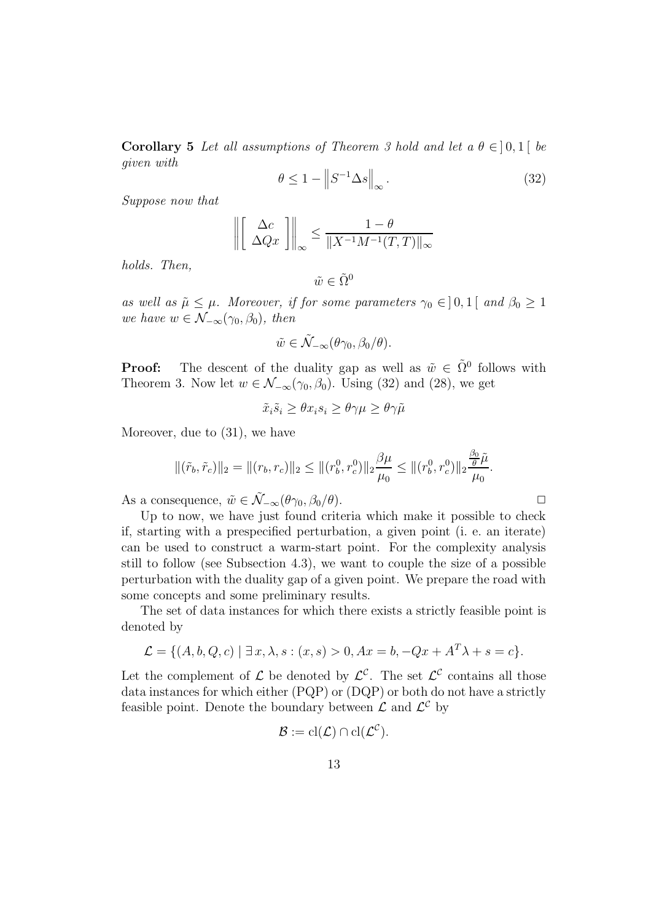**Corollary 5** *Let all assumptions of Theorem 3 hold and let a $\theta \in ]\,0,1\,[$ be given with*

$$\theta \leq 1 - \left\| S^{-1}\Delta s \right\|_{\infty}. \tag{32}$$

*Suppose now that*

$$\left\| \begin{bmatrix} \Delta c \\ \Delta Q x \end{bmatrix} \right\|_{\infty} \leq \frac{1-\theta}{\|X^{-1}M^{-1}(T,T)\|_{\infty}}$$

*holds. Then,*

$$\tilde{w} \in \tilde{\Omega}^0$$

*as well as $\tilde{\mu} \leq \mu$. Moreover, if for some parameters $\gamma_0 \in ]\,0,1\,[$ and $\beta_0 \geq 1$ we have $w \in \mathcal{N}_{-\infty}(\gamma_0, \beta_0)$, then*

$$\tilde{w} \in \tilde{\mathcal{N}}_{-\infty}(\theta\gamma_0, \beta_0/\theta).$$

**Proof:** The descent of the duality gap as well as $\tilde{w} \in \tilde{\Omega}^0$ follows with Theorem 3. Now let $w \in \mathcal{N}_{-\infty}(\gamma_0, \beta_0)$. Using (32) and (28), we get

$$\tilde{x}_i \tilde{s}_i \geq \theta x_i s_i \geq \theta \gamma \mu \geq \theta \gamma \tilde{\mu}$$

Moreover, due to (31), we have

$$\|(\tilde{r}_b, \tilde{r}_c)\|_2 = \|(r_b, r_c)\|_2 \leq \|(r_b^0, r_c^0)\|_2 \frac{\beta \mu}{\mu_0} \leq \|(r_b^0, r_c^0)\|_2 \frac{\frac{\beta_0}{\theta}\tilde{\mu}}{\mu_0}.$$

As a consequence, $\tilde{w} \in \tilde{\mathcal{N}}_{-\infty}(\theta\gamma_0, \beta_0/\theta)$. □

Up to now, we have just found criteria which make it possible to check if, starting with a prespecified perturbation, a given point (i. e. an iterate) can be used to construct a warm-start point. For the complexity analysis still to follow (see Subsection 4.3), we want to couple the size of a possible perturbation with the duality gap of a given point. We prepare the road with some concepts and some preliminary results.

The set of data instances for which there exists a strictly feasible point is denoted by

$$\mathcal{L} = \{(A, b, Q, c) \mid \exists\, x, \lambda, s : (x, s) > 0, Ax = b, -Qx + A^T\lambda + s = c\}.$$

Let the complement of $\mathcal{L}$ be denoted by $\mathcal{L}^{\mathcal{C}}$. The set $\mathcal{L}^{\mathcal{C}}$ contains all those data instances for which either (PQP) or (DQP) or both do not have a strictly feasible point. Denote the boundary between $\mathcal{L}$ and $\mathcal{L}^{\mathcal{C}}$ by

$$\mathcal{B} := \mathrm{cl}(\mathcal{L}) \cap \mathrm{cl}(\mathcal{L}^{\mathcal{C}}).$$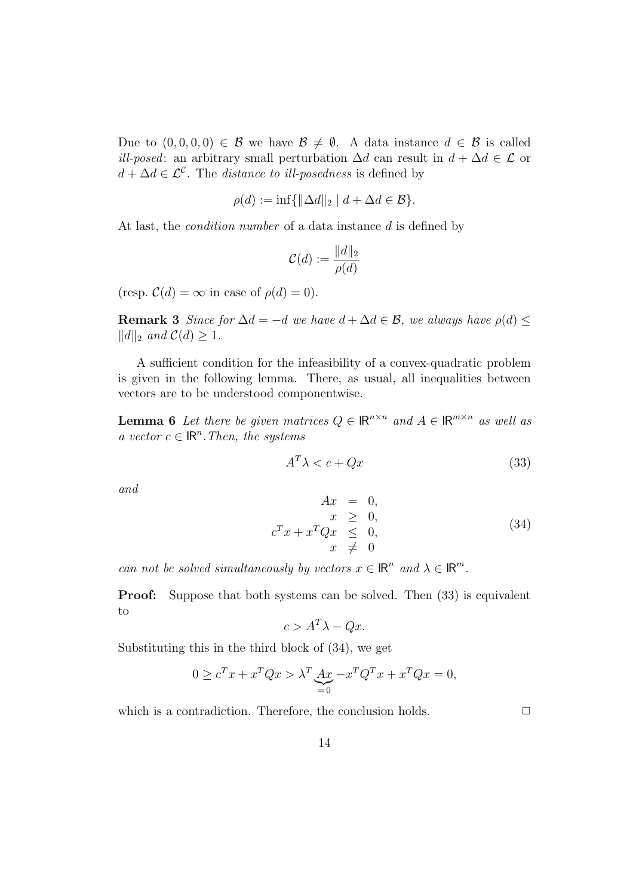Due to $(0, 0, 0, 0) \in \mathcal{B}$ we have $\mathcal{B} \neq \emptyset$. A data instance $d \in \mathcal{B}$ is called *ill-posed*: an arbitrary small perturbation $\Delta d$ can result in $d + \Delta d \in \mathcal{L}$ or $d + \Delta d \in \mathcal{L}^{\mathcal{C}}$. The *distance to ill-posedness* is defined by

$$\rho(d) := \inf\{\|\Delta d\|_2 \mid d + \Delta d \in \mathcal{B}\}.$$

At last, the *condition number* of a data instance $d$ is defined by

$$\mathcal{C}(d) := \frac{\|d\|_2}{\rho(d)}$$

(resp. $\mathcal{C}(d) = \infty$ in case of $\rho(d) = 0$).

**Remark 3** *Since for $\Delta d = -d$ we have $d + \Delta d \in \mathcal{B}$, we always have $\rho(d) \leq \|d\|_2$ and $\mathcal{C}(d) \geq 1$.*

A sufficient condition for the infeasibility of a convex-quadratic problem is given in the following lemma. There, as usual, all inequalities between vectors are to be understood componentwise.

**Lemma 6** *Let there be given matrices $Q \in \mathbb{R}^{n \times n}$ and $A \in \mathbb{R}^{m \times n}$ as well as a vector $c \in \mathbb{R}^n$. Then, the systems*

$$A^T \lambda < c + Qx \tag{33}$$

*and*

$$\begin{array}{rcl} Ax & = & 0, \\ x & \geq & 0, \\ c^T x + x^T Q x & \leq & 0, \\ x & \neq & 0 \end{array} \tag{34}$$

*can not be solved simultaneously by vectors $x \in \mathbb{R}^n$ and $\lambda \in \mathbb{R}^m$.*

**Proof:** Suppose that both systems can be solved. Then (33) is equivalent to

$$c > A^T \lambda - Qx.$$

Substituting this in the third block of (34), we get

$$0 \geq c^T x + x^T Q x > \lambda^T \underbrace{Ax}_{=0} - x^T Q^T x + x^T Q x = 0,$$

which is a contradiction. Therefore, the conclusion holds. $\square$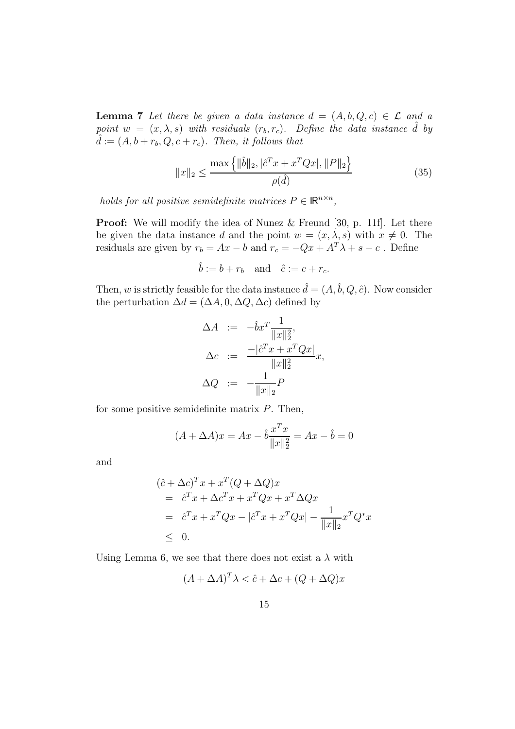**Lemma 7** *Let there be given a data instance $d = (A, b, Q, c) \in \mathcal{L}$ and a point $w = (x, \lambda, s)$ with residuals $(r_b, r_c)$. Define the data instance $\hat{d}$ by $\hat{d} := (A, b + r_b, Q, c + r_c)$. Then, it follows that*

$$\|x\|_2 \leq \frac{\max\left\{\|\hat{b}\|_2, |\hat{c}^T x + x^T Q x|, \|P\|_2\right\}}{\rho(\hat{d})} \tag{35}$$

*holds for all positive semidefinite matrices $P \in \mathbb{R}^{n \times n}$,*

**Proof:** We will modify the idea of Nunez & Freund [30, p. 11f]. Let there be given the data instance $d$ and the point $w = (x, \lambda, s)$ with $x \neq 0$. The residuals are given by $r_b = Ax - b$ and $r_c = -Qx + A^T\lambda + s - c$ . Define

$$\hat{b} := b + r_b \quad \text{and} \quad \hat{c} := c + r_c.$$

Then, $w$ is strictly feasible for the data instance $\hat{d} = (A, \hat{b}, Q, \hat{c})$. Now consider the perturbation $\Delta d = (\Delta A, 0, \Delta Q, \Delta c)$ defined by

$$\begin{aligned}
\Delta A &:= -\hat{b}x^T \frac{1}{\|x\|_2^2}, \\
\Delta c &:= \frac{-|\hat{c}^T x + x^T Q x|}{\|x\|_2^2} x, \\
\Delta Q &:= -\frac{1}{\|x\|_2} P
\end{aligned}$$

for some positive semidefinite matrix $P$. Then,

$$(A + \Delta A)x = Ax - \hat{b}\frac{x^T x}{\|x\|_2^2} = Ax - \hat{b} = 0$$

and

$$\begin{aligned}
&(\hat{c} + \Delta c)^T x + x^T(Q + \Delta Q)x \\
&= \hat{c}^T x + \Delta c^T x + x^T Q x + x^T \Delta Q x \\
&= \hat{c}^T x + x^T Q x - |\hat{c}^T x + x^T Q x| - \frac{1}{\|x\|_2} x^T Q^* x \\
&\leq 0.
\end{aligned}$$

Using Lemma 6, we see that there does not exist a $\lambda$ with

$$(A + \Delta A)^T \lambda < \hat{c} + \Delta c + (Q + \Delta Q)x$$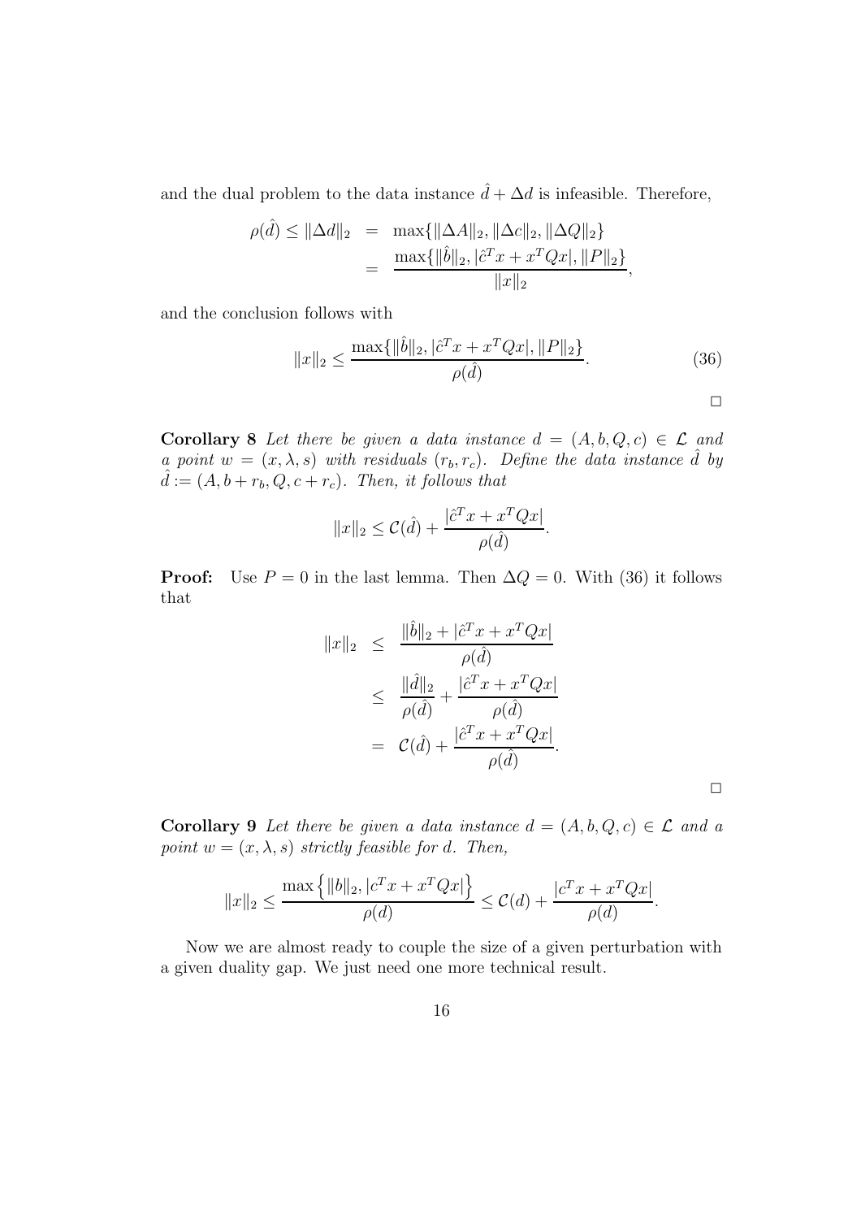and the dual problem to the data instance $\hat{d} + \Delta d$ is infeasible. Therefore,

$$\begin{aligned}
\rho(\hat{d}) \leq \|\Delta d\|_2 &= \max\{\|\Delta A\|_2, \|\Delta c\|_2, \|\Delta Q\|_2\} \\
&= \frac{\max\{\|\hat{b}\|_2, |\hat{c}^T x + x^T Q x|, \|P\|_2\}}{\|x\|_2},
\end{aligned}$$

and the conclusion follows with

$$\|x\|_2 \leq \frac{\max\{\|\hat{b}\|_2, |\hat{c}^T x + x^T Q x|, \|P\|_2\}}{\rho(\hat{d})}. \tag{36}$$

□

**Corollary 8** *Let there be given a data instance $d = (A, b, Q, c) \in \mathcal{L}$ and a point $w = (x, \lambda, s)$ with residuals $(r_b, r_c)$. Define the data instance $\hat{d}$ by $\hat{d} := (A, b + r_b, Q, c + r_c)$. Then, it follows that*

$$\|x\|_2 \leq \mathcal{C}(\hat{d}) + \frac{|\hat{c}^T x + x^T Q x|}{\rho(\hat{d})}.$$

**Proof:** Use $P = 0$ in the last lemma. Then $\Delta Q = 0$. With (36) it follows that

$$\begin{aligned}
\|x\|_2 &\leq \frac{\|\hat{b}\|_2 + |\hat{c}^T x + x^T Q x|}{\rho(\hat{d})} \\
&\leq \frac{\|\hat{d}\|_2}{\rho(\hat{d})} + \frac{|\hat{c}^T x + x^T Q x|}{\rho(\hat{d})} \\
&= \mathcal{C}(\hat{d}) + \frac{|\hat{c}^T x + x^T Q x|}{\rho(\hat{d})}.
\end{aligned}$$

□

**Corollary 9** *Let there be given a data instance $d = (A, b, Q, c) \in \mathcal{L}$ and a point $w = (x, \lambda, s)$ strictly feasible for $d$. Then,*

$$\|x\|_2 \leq \frac{\max\left\{\|b\|_2, |c^T x + x^T Q x|\right\}}{\rho(d)} \leq \mathcal{C}(d) + \frac{|c^T x + x^T Q x|}{\rho(d)}.$$

Now we are almost ready to couple the size of a given perturbation with a given duality gap. We just need one more technical result.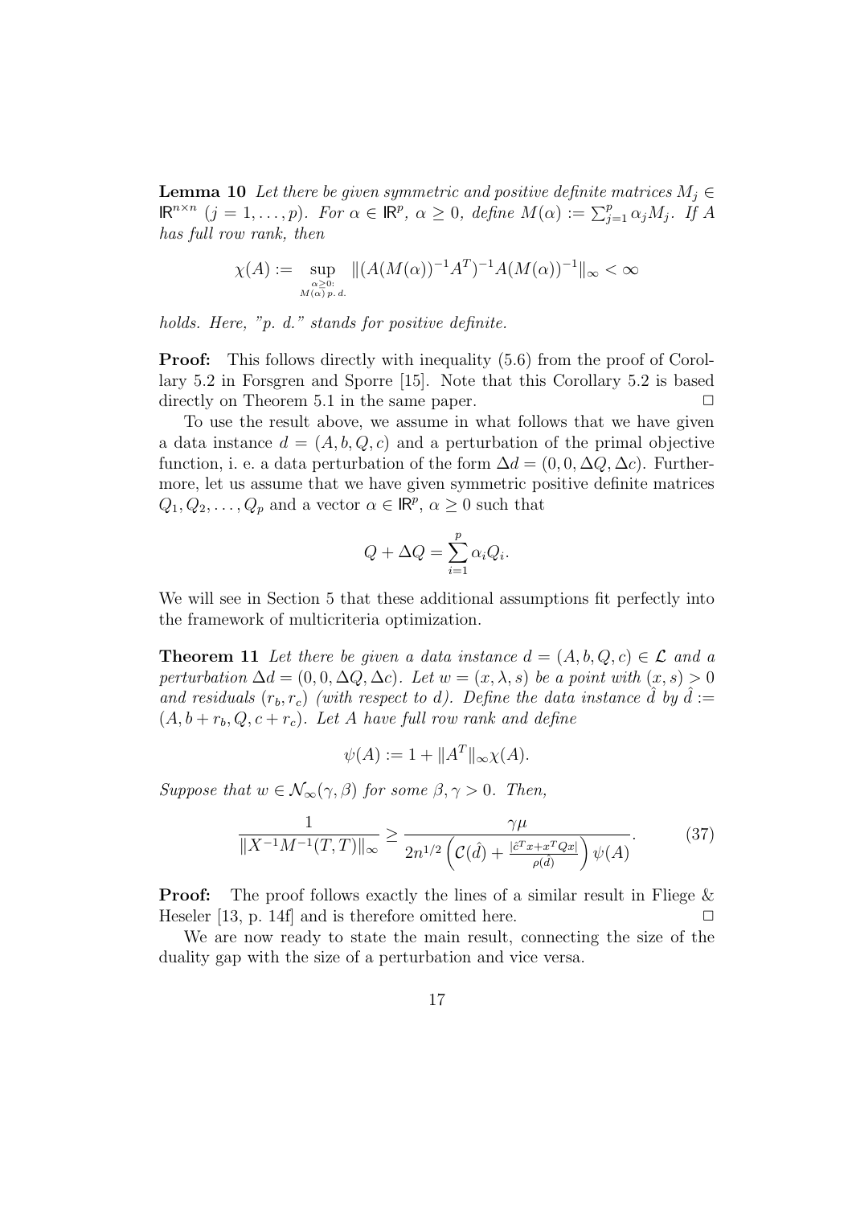**Lemma 10** *Let there be given symmetric and positive definite matrices $M_j \in \mathbb{R}^{n\times n}$ $(j = 1,\ldots,p)$. For $\alpha \in \mathbb{R}^p$, $\alpha \geq 0$, define $M(\alpha) := \sum_{j=1}^p \alpha_j M_j$. If $A$ has full row rank, then*

$$\chi(A) := \sup_{\substack{\alpha \geq 0: \\ M(\alpha)\, p.\, d.}} \|(A(M(\alpha))^{-1}A^T)^{-1}A(M(\alpha))^{-1}\|_\infty < \infty$$

*holds. Here, "p. d." stands for positive definite.*

**Proof:** This follows directly with inequality (5.6) from the proof of Corollary 5.2 in Forsgren and Sporre [15]. Note that this Corollary 5.2 is based directly on Theorem 5.1 in the same paper. $\Box$

To use the result above, we assume in what follows that we have given a data instance $d = (A, b, Q, c)$ and a perturbation of the primal objective function, i. e. a data perturbation of the form $\Delta d = (0, 0, \Delta Q, \Delta c)$. Furthermore, let us assume that we have given symmetric positive definite matrices $Q_1, Q_2, \ldots, Q_p$ and a vector $\alpha \in \mathbb{R}^p$, $\alpha \geq 0$ such that

$$Q + \Delta Q = \sum_{i=1}^p \alpha_i Q_i.$$

We will see in Section 5 that these additional assumptions fit perfectly into the framework of multicriteria optimization.

**Theorem 11** *Let there be given a data instance $d = (A, b, Q, c) \in \mathcal{L}$ and a perturbation $\Delta d = (0, 0, \Delta Q, \Delta c)$. Let $w = (x, \lambda, s)$ be a point with $(x, s) > 0$ and residuals $(r_b, r_c)$ (with respect to $d$). Define the data instance $\hat{d}$ by $\hat{d} := (A, b + r_b, Q, c + r_c)$. Let $A$ have full row rank and define*

$$\psi(A) := 1 + \|A^T\|_\infty \chi(A).$$

*Suppose that $w \in \mathcal{N}_\infty(\gamma, \beta)$ for some $\beta, \gamma > 0$. Then,*

$$\frac{1}{\|X^{-1}M^{-1}(T,T)\|_\infty} \geq \frac{\gamma\mu}{2n^{1/2}\left(\mathcal{C}(\hat{d}) + \frac{|\hat{c}^T x + x^T Q x|}{\rho(\hat{d})}\right)\psi(A)}. \tag{37}$$

**Proof:** The proof follows exactly the lines of a similar result in Fliege & Heseler [13, p. 14f] and is therefore omitted here. $\Box$

We are now ready to state the main result, connecting the size of the duality gap with the size of a perturbation and vice versa.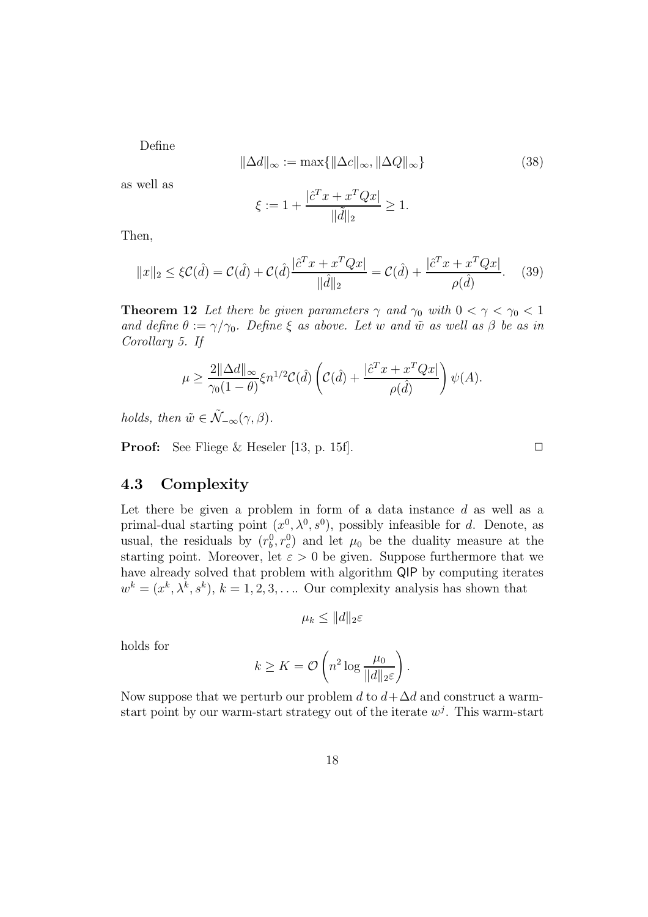Define

$$\|\Delta d\|_\infty := \max\{\|\Delta c\|_\infty, \|\Delta Q\|_\infty\} \tag{38}$$

as well as

$$\xi := 1 + \frac{|\hat{c}^T x + x^T Q x|}{\|\tilde{d}\|_2} \geq 1.$$

Then,

$$\|x\|_2 \leq \xi \mathcal{C}(\hat{d}) = \mathcal{C}(\hat{d}) + \mathcal{C}(\hat{d}) \frac{|\hat{c}^T x + x^T Q x|}{\|\hat{d}\|_2} = \mathcal{C}(\hat{d}) + \frac{|\hat{c}^T x + x^T Q x|}{\rho(\hat{d})}. \tag{39}$$

**Theorem 12** *Let there be given parameters $\gamma$ and $\gamma_0$ with $0 < \gamma < \gamma_0 < 1$ and define $\theta := \gamma/\gamma_0$. Define $\xi$ as above. Let $w$ and $\tilde{w}$ as well as $\beta$ be as in Corollary 5. If*

$$\mu \geq \frac{2\|\Delta d\|_\infty}{\gamma_0(1-\theta)} \xi n^{1/2} \mathcal{C}(\hat{d}) \left( \mathcal{C}(\hat{d}) + \frac{|\hat{c}^T x + x^T Q x|}{\rho(\hat{d})} \right) \psi(A).$$

*holds, then $\tilde{w} \in \tilde{\mathcal{N}}_{-\infty}(\gamma, \beta)$.*

**Proof:** See Fliege & Heseler [13, p. 15f]. □

## 4.3 Complexity

Let there be given a problem in form of a data instance $d$ as well as a primal-dual starting point $(x^0, \lambda^0, s^0)$, possibly infeasible for $d$. Denote, as usual, the residuals by $(r_b^0, r_c^0)$ and let $\mu_0$ be the duality measure at the starting point. Moreover, let $\varepsilon > 0$ be given. Suppose furthermore that we have already solved that problem with algorithm QIP by computing iterates $w^k = (x^k, \lambda^k, s^k)$, $k = 1, 2, 3, \ldots$. Our complexity analysis has shown that

$$\mu_k \leq \|d\|_2 \varepsilon$$

holds for

$$k \geq K = \mathcal{O}\left( n^2 \log \frac{\mu_0}{\|d\|_2 \varepsilon} \right).$$

Now suppose that we perturb our problem $d$ to $d + \Delta d$ and construct a warm-start point by our warm-start strategy out of the iterate $w^j$. This warm-start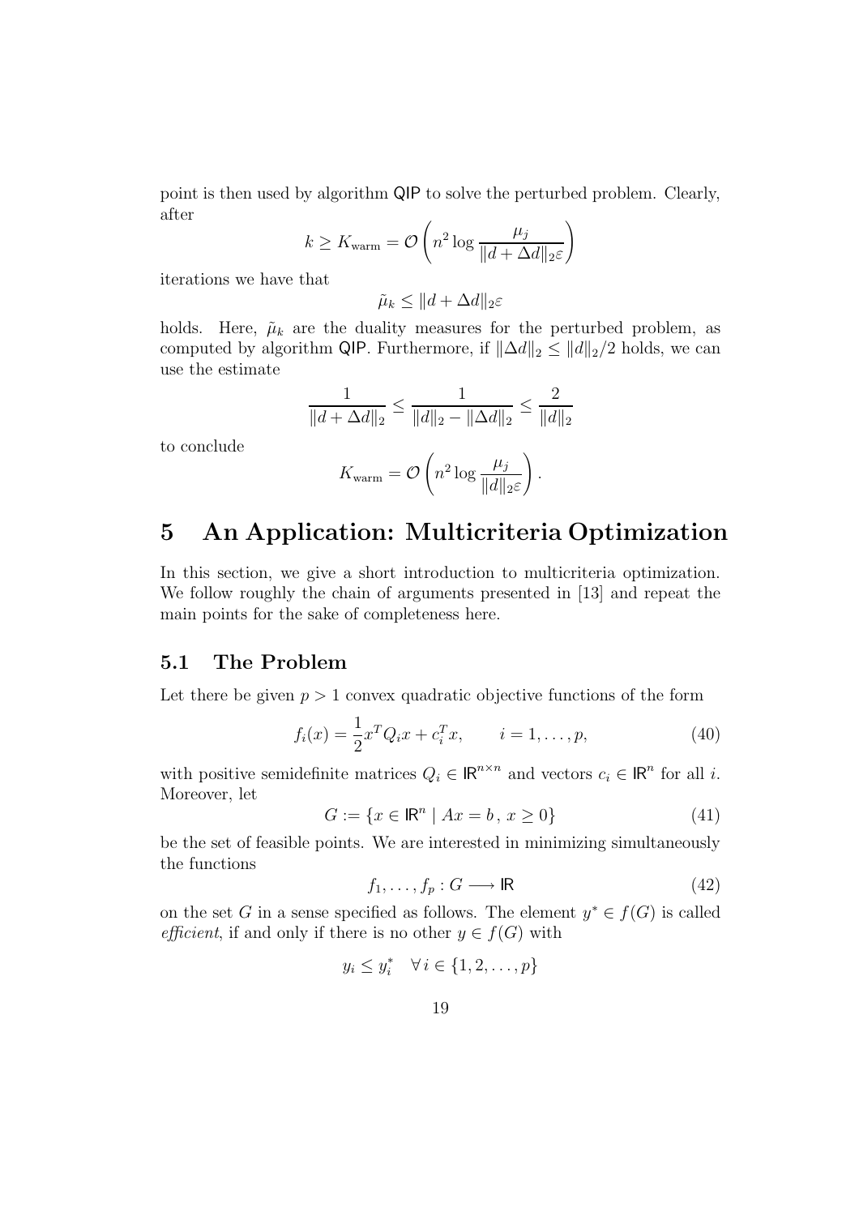point is then used by algorithm QIP to solve the perturbed problem. Clearly, after

$$k \geq K_{\text{warm}} = \mathcal{O}\left(n^2 \log \frac{\mu_j}{\|d + \Delta d\|_2 \varepsilon}\right)$$

iterations we have that

$$\tilde{\mu}_k \leq \|d + \Delta d\|_2 \varepsilon$$

holds. Here, $\tilde{\mu}_k$ are the duality measures for the perturbed problem, as computed by algorithm QIP. Furthermore, if $\|\Delta d\|_2 \leq \|d\|_2/2$ holds, we can use the estimate

$$\frac{1}{\|d + \Delta d\|_2} \leq \frac{1}{\|d\|_2 - \|\Delta d\|_2} \leq \frac{2}{\|d\|_2}$$

to conclude

$$K_{\text{warm}} = \mathcal{O}\left(n^2 \log \frac{\mu_j}{\|d\|_2 \varepsilon}\right).$$

# 5 An Application: Multicriteria Optimization

In this section, we give a short introduction to multicriteria optimization. We follow roughly the chain of arguments presented in [13] and repeat the main points for the sake of completeness here.

## 5.1 The Problem

Let there be given $p > 1$ convex quadratic objective functions of the form

$$f_i(x) = \frac{1}{2} x^T Q_i x + c_i^T x, \qquad i = 1, \ldots, p, \tag{40}$$

with positive semidefinite matrices $Q_i \in \mathbb{R}^{n \times n}$ and vectors $c_i \in \mathbb{R}^n$ for all $i$. Moreover, let

$$G := \{x \in \mathbb{R}^n \mid Ax = b \,, \, x \geq 0\} \tag{41}$$

be the set of feasible points. We are interested in minimizing simultaneously the functions

$$f_1, \ldots, f_p : G \longrightarrow \mathbb{R} \tag{42}$$

on the set $G$ in a sense specified as follows. The element $y^* \in f(G)$ is called *efficient*, if and only if there is no other $y \in f(G)$ with

$$y_i \leq y_i^* \quad \forall \, i \in \{1, 2, \ldots, p\}$$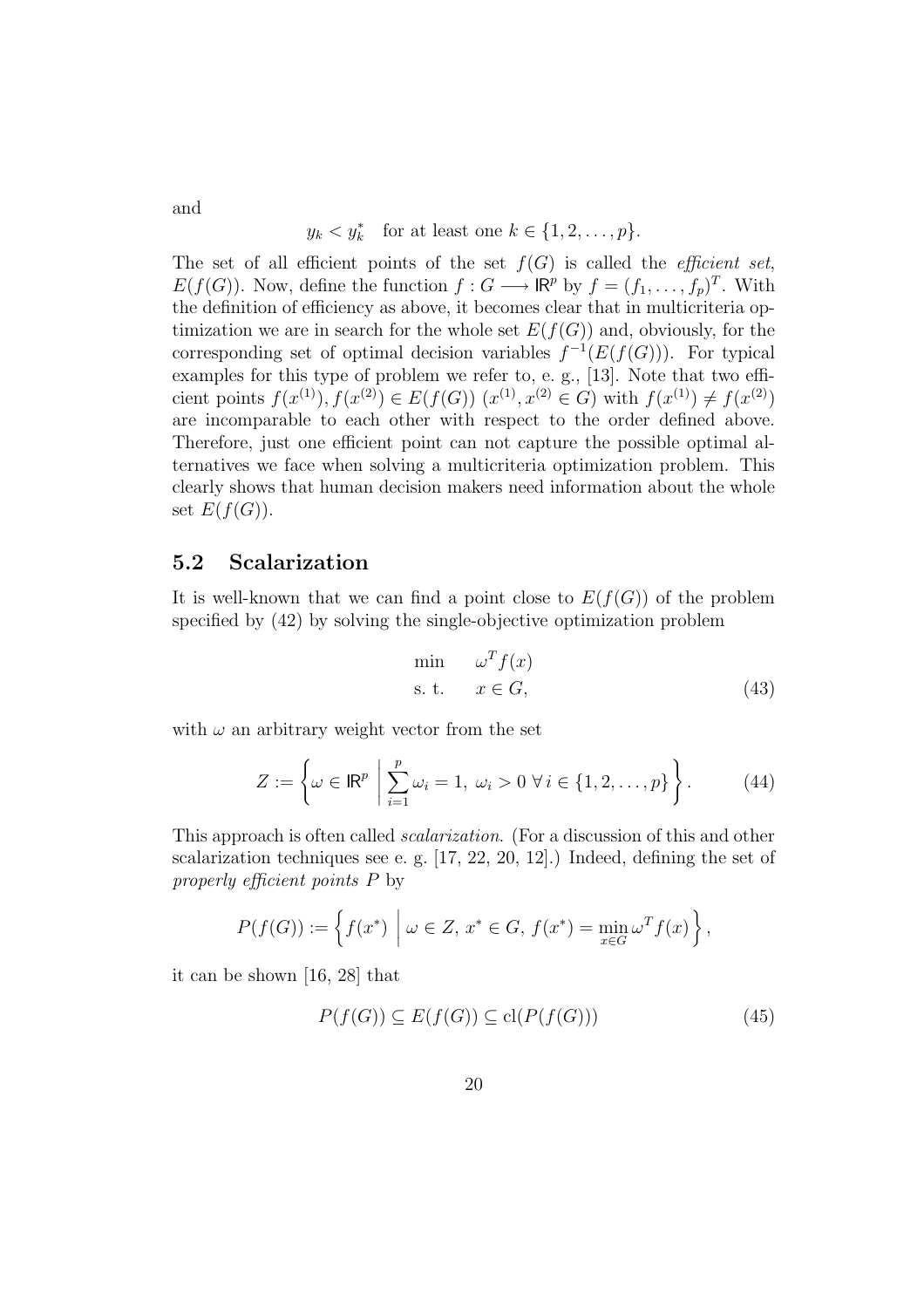and

$$y_k < y_k^* \quad \text{for at least one } k \in \{1, 2, \ldots, p\}.$$

The set of all efficient points of the set $f(G)$ is called the *efficient set*, $E(f(G))$. Now, define the function $f : G \longrightarrow \mathbb{R}^p$ by $f = (f_1, \ldots, f_p)^T$. With the definition of efficiency as above, it becomes clear that in multicriteria optimization we are in search for the whole set $E(f(G))$ and, obviously, for the corresponding set of optimal decision variables $f^{-1}(E(f(G)))$. For typical examples for this type of problem we refer to, e. g., [13]. Note that two efficient points $f(x^{(1)}), f(x^{(2)}) \in E(f(G))$ $(x^{(1)}, x^{(2)} \in G)$ with $f(x^{(1)}) \neq f(x^{(2)})$ are incomparable to each other with respect to the order defined above. Therefore, just one efficient point can not capture the possible optimal alternatives we face when solving a multicriteria optimization problem. This clearly shows that human decision makers need information about the whole set $E(f(G))$.

## 5.2 Scalarization

It is well-known that we can find a point close to $E(f(G))$ of the problem specified by (42) by solving the single-objective optimization problem

$$\begin{aligned} \min \quad & \omega^T f(x) \\ \text{s. t.} \quad & x \in G, \end{aligned} \tag{43}$$

with $\omega$ an arbitrary weight vector from the set

$$Z := \left\{ \omega \in \mathbb{R}^p \;\middle|\; \sum_{i=1}^{p} \omega_i = 1,\ \omega_i > 0\ \forall\, i \in \{1, 2, \ldots, p\} \right\}. \tag{44}$$

This approach is often called *scalarization*. (For a discussion of this and other scalarization techniques see e. g. [17, 22, 20, 12].) Indeed, defining the set of *properly efficient points* $P$ by

$$P(f(G)) := \left\{ f(x^*) \;\middle|\; \omega \in Z,\ x^* \in G,\ f(x^*) = \min_{x \in G} \omega^T f(x) \right\},$$

it can be shown [16, 28] that

$$P(f(G)) \subseteq E(f(G)) \subseteq \mathrm{cl}(P(f(G))) \tag{45}$$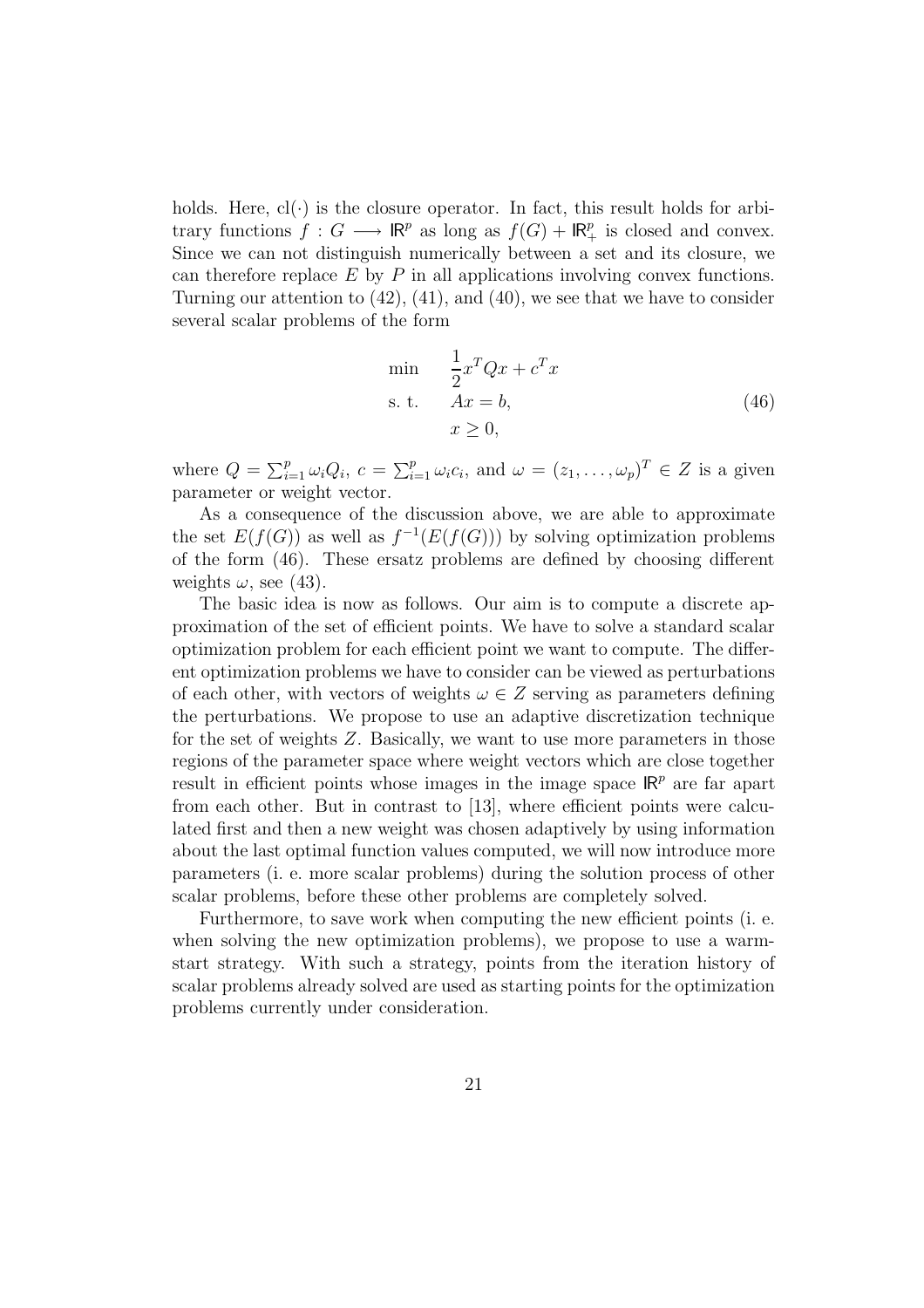holds. Here, $\mathrm{cl}(\cdot)$ is the closure operator. In fact, this result holds for arbitrary functions $f : G \longrightarrow \mathbb{R}^p$ as long as $f(G) + \mathbb{R}^p_+$ is closed and convex. Since we can not distinguish numerically between a set and its closure, we can therefore replace $E$ by $P$ in all applications involving convex functions. Turning our attention to (42), (41), and (40), we see that we have to consider several scalar problems of the form

$$
\begin{aligned}
\min \quad & \frac{1}{2} x^T Q x + c^T x \\
\text{s. t.} \quad & Ax = b, \\
& x \geq 0,
\end{aligned}
\tag{46}
$$

where $Q = \sum_{i=1}^{p} \omega_i Q_i$, $c = \sum_{i=1}^{p} \omega_i c_i$, and $\omega = (z_1, \ldots, \omega_p)^T \in Z$ is a given parameter or weight vector.

As a consequence of the discussion above, we are able to approximate the set $E(f(G))$ as well as $f^{-1}(E(f(G)))$ by solving optimization problems of the form (46). These ersatz problems are defined by choosing different weights $\omega$, see (43).

The basic idea is now as follows. Our aim is to compute a discrete approximation of the set of efficient points. We have to solve a standard scalar optimization problem for each efficient point we want to compute. The different optimization problems we have to consider can be viewed as perturbations of each other, with vectors of weights $\omega \in Z$ serving as parameters defining the perturbations. We propose to use an adaptive discretization technique for the set of weights $Z$. Basically, we want to use more parameters in those regions of the parameter space where weight vectors which are close together result in efficient points whose images in the image space $\mathbb{R}^p$ are far apart from each other. But in contrast to [13], where efficient points were calculated first and then a new weight was chosen adaptively by using information about the last optimal function values computed, we will now introduce more parameters (i. e. more scalar problems) during the solution process of other scalar problems, before these other problems are completely solved.

Furthermore, to save work when computing the new efficient points (i. e. when solving the new optimization problems), we propose to use a warm-start strategy. With such a strategy, points from the iteration history of scalar problems already solved are used as starting points for the optimization problems currently under consideration.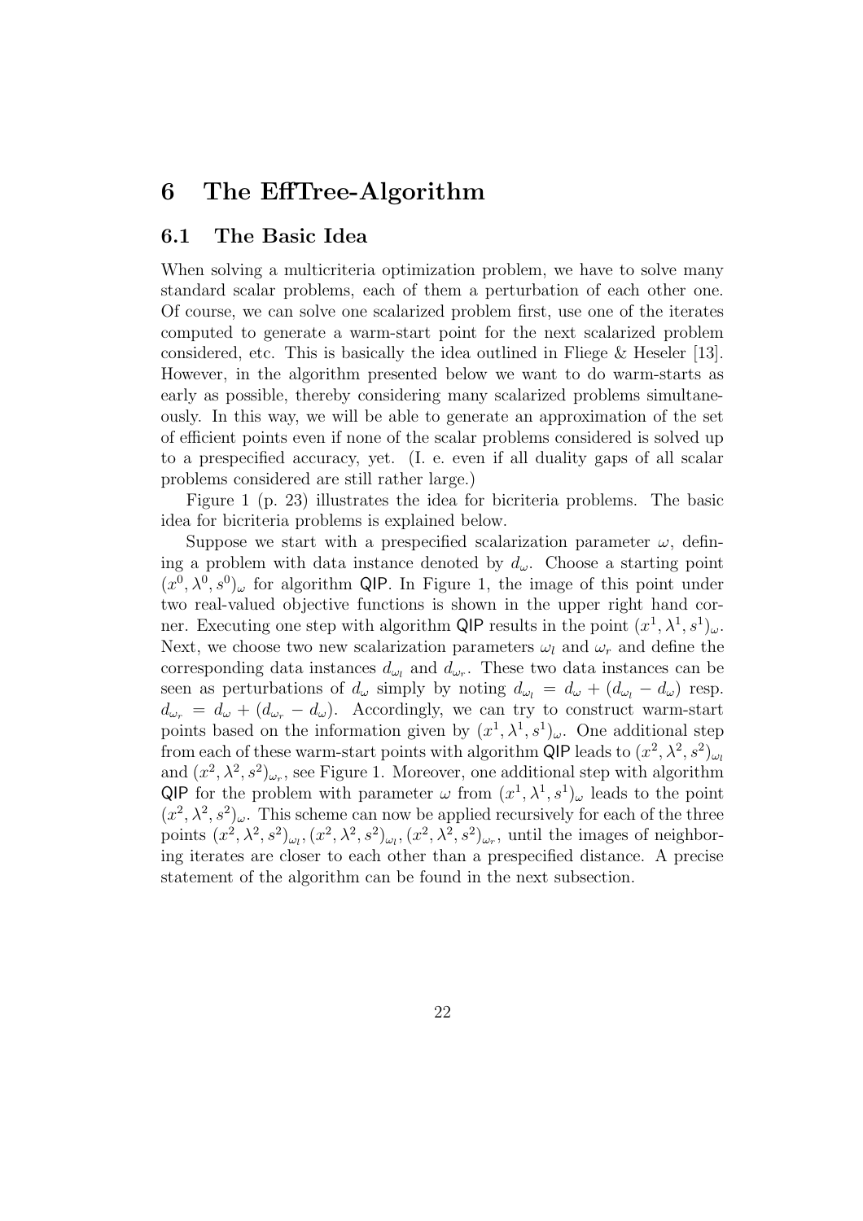# 6 The EffTree-Algorithm

## 6.1 The Basic Idea

When solving a multicriteria optimization problem, we have to solve many standard scalar problems, each of them a perturbation of each other one. Of course, we can solve one scalarized problem first, use one of the iterates computed to generate a warm-start point for the next scalarized problem considered, etc. This is basically the idea outlined in Fliege & Heseler [13]. However, in the algorithm presented below we want to do warm-starts as early as possible, thereby considering many scalarized problems simultaneously. In this way, we will be able to generate an approximation of the set of efficient points even if none of the scalar problems considered is solved up to a prespecified accuracy, yet. (I. e. even if all duality gaps of all scalar problems considered are still rather large.)

Figure 1 (p. 23) illustrates the idea for bicriteria problems. The basic idea for bicriteria problems is explained below.

Suppose we start with a prespecified scalarization parameter $\omega$, defining a problem with data instance denoted by $d_\omega$. Choose a starting point $(x^0, \lambda^0, s^0)_\omega$ for algorithm QIP. In Figure 1, the image of this point under two real-valued objective functions is shown in the upper right hand corner. Executing one step with algorithm QIP results in the point $(x^1, \lambda^1, s^1)_\omega$. Next, we choose two new scalarization parameters $\omega_l$ and $\omega_r$ and define the corresponding data instances $d_{\omega_l}$ and $d_{\omega_r}$. These two data instances can be seen as perturbations of $d_\omega$ simply by noting $d_{\omega_l} = d_\omega + (d_{\omega_l} - d_\omega)$ resp. $d_{\omega_r} = d_\omega + (d_{\omega_r} - d_\omega)$. Accordingly, we can try to construct warm-start points based on the information given by $(x^1, \lambda^1, s^1)_\omega$. One additional step from each of these warm-start points with algorithm QIP leads to $(x^2, \lambda^2, s^2)_{\omega_l}$ and $(x^2, \lambda^2, s^2)_{\omega_r}$, see Figure 1. Moreover, one additional step with algorithm QIP for the problem with parameter $\omega$ from $(x^1, \lambda^1, s^1)_\omega$ leads to the point $(x^2, \lambda^2, s^2)_\omega$. This scheme can now be applied recursively for each of the three points $(x^2, \lambda^2, s^2)_{\omega_l}, (x^2, \lambda^2, s^2)_{\omega_l}, (x^2, \lambda^2, s^2)_{\omega_r}$, until the images of neighboring iterates are closer to each other than a prespecified distance. A precise statement of the algorithm can be found in the next subsection.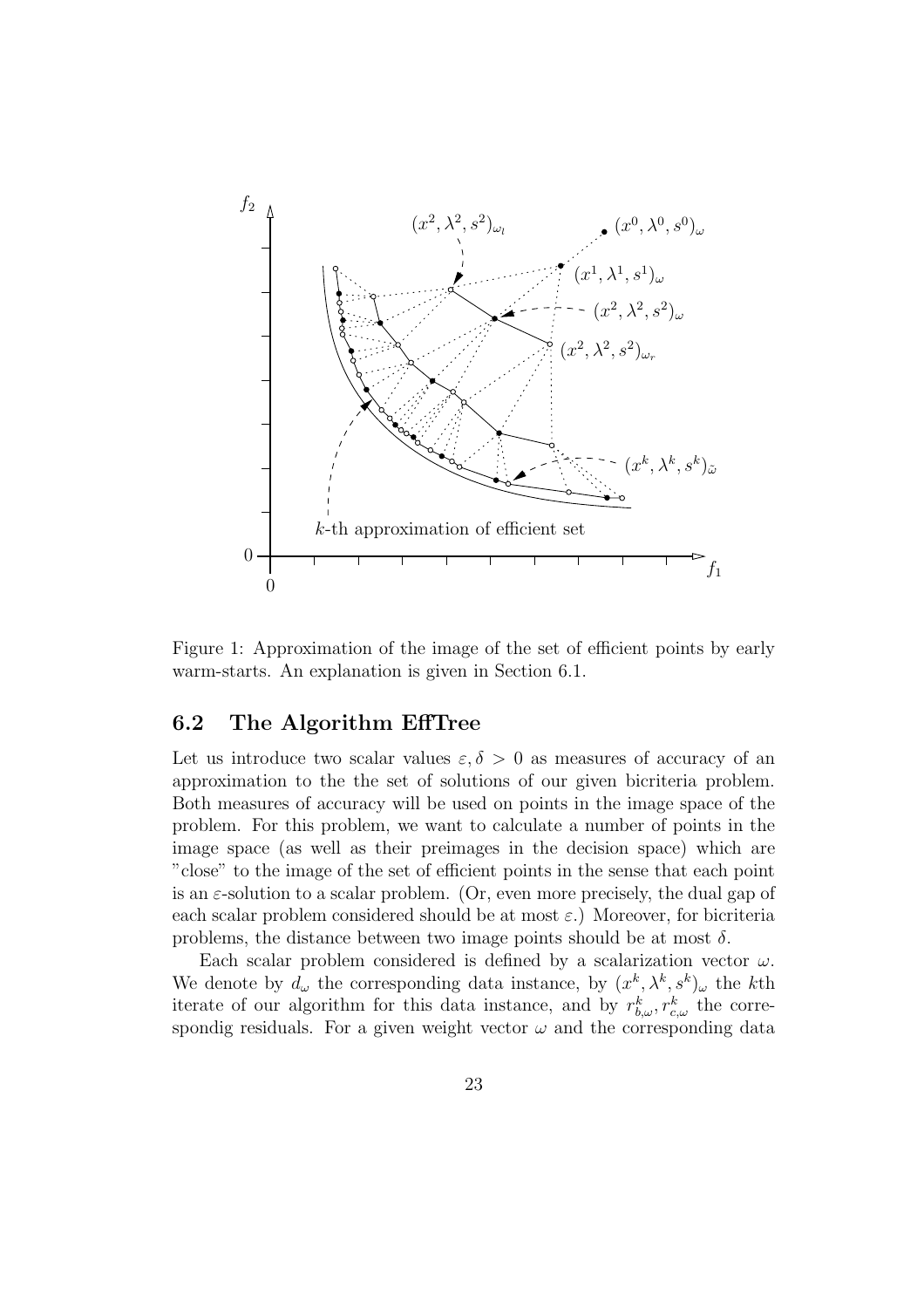Figure 1: Approximation of the image of the set of efficient points by early warm-starts. An explanation is given in Section 6.1.

### 6.2 The Algorithm EffTree

Let us introduce two scalar values $\varepsilon, \delta > 0$ as measures of accuracy of an approximation to the the set of solutions of our given bicriteria problem. Both measures of accuracy will be used on points in the image space of the problem. For this problem, we want to calculate a number of points in the image space (as well as their preimages in the decision space) which are "close" to the image of the set of efficient points in the sense that each point is an $\varepsilon$-solution to a scalar problem. (Or, even more precisely, the dual gap of each scalar problem considered should be at most $\varepsilon$.) Moreover, for bicriteria problems, the distance between two image points should be at most $\delta$.

Each scalar problem considered is defined by a scalarization vector $\omega$. We denote by $d_\omega$ the corresponding data instance, by $(x^k, \lambda^k, s^k)_\omega$ the $k$th iterate of our algorithm for this data instance, and by $r^k_{b,\omega}, r^k_{c,\omega}$ the correspondig residuals. For a given weight vector $\omega$ and the corresponding data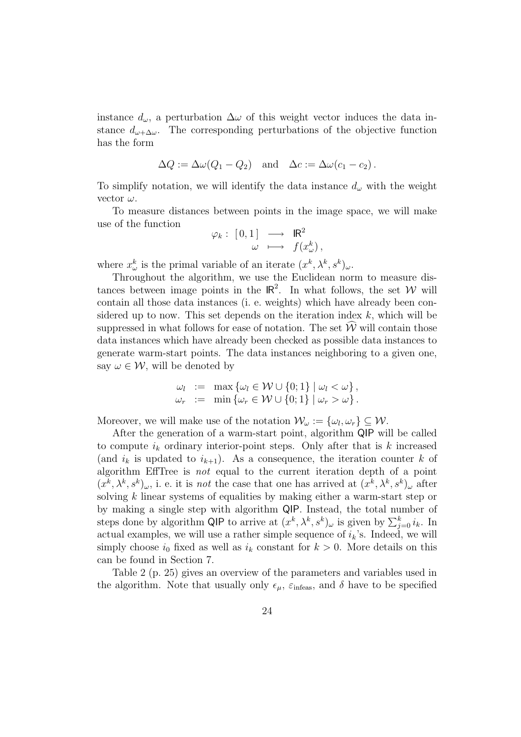instance $d_\omega$, a perturbation $\Delta\omega$ of this weight vector induces the data instance $d_{\omega+\Delta\omega}$. The corresponding perturbations of the objective function has the form

$$\Delta Q := \Delta\omega(Q_1 - Q_2) \quad \text{and} \quad \Delta c := \Delta\omega(c_1 - c_2)\,.$$

To simplify notation, we will identify the data instance $d_\omega$ with the weight vector $\omega$.

To measure distances between points in the image space, we will make use of the function

$$\begin{array}{rccl} \varphi_k : & [\,0,1\,] & \longrightarrow & \mathbb{R}^2 \\ & \omega & \longmapsto & f(x^k_\omega)\,, \end{array}$$

where $x^k_\omega$ is the primal variable of an iterate $(x^k, \lambda^k, s^k)_\omega$.

Throughout the algorithm, we use the Euclidean norm to measure distances between image points in the $\mathbb{R}^2$. In what follows, the set $\mathcal{W}$ will contain all those data instances (i. e. weights) which have already been considered up to now. This set depends on the iteration index $k$, which will be suppressed in what follows for ease of notation. The set $\widehat{\mathcal{W}}$ will contain those data instances which have already been checked as possible data instances to generate warm-start points. The data instances neighboring to a given one, say $\omega \in \mathcal{W}$, will be denoted by

$$\begin{array}{rcl} \omega_l & := & \max\left\{\omega_l \in \mathcal{W} \cup \{0;1\} \mid \omega_l < \omega\right\}, \\ \omega_r & := & \min\left\{\omega_r \in \mathcal{W} \cup \{0;1\} \mid \omega_r > \omega\right\}. \end{array}$$

Moreover, we will make use of the notation $\mathcal{W}_\omega := \{\omega_l, \omega_r\} \subseteq \mathcal{W}$.

After the generation of a warm-start point, algorithm QIP will be called to compute $i_k$ ordinary interior-point steps. Only after that is $k$ increased (and $i_k$ is updated to $i_{k+1}$). As a consequence, the iteration counter $k$ of algorithm EffTree is *not* equal to the current iteration depth of a point $(x^k, \lambda^k, s^k)_\omega$, i. e. it is *not* the case that one has arrived at $(x^k, \lambda^k, s^k)_\omega$ after solving $k$ linear systems of equalities by making either a warm-start step or by making a single step with algorithm QIP. Instead, the total number of steps done by algorithm QIP to arrive at $(x^k, \lambda^k, s^k)_\omega$ is given by $\sum_{j=0}^{k} i_k$. In actual examples, we will use a rather simple sequence of $i_k$'s. Indeed, we will simply choose $i_0$ fixed as well as $i_k$ constant for $k > 0$. More details on this can be found in Section 7.

Table 2 (p. 25) gives an overview of the parameters and variables used in the algorithm. Note that usually only $\epsilon_\mu$, $\varepsilon_{\text{infeas}}$, and $\delta$ have to be specified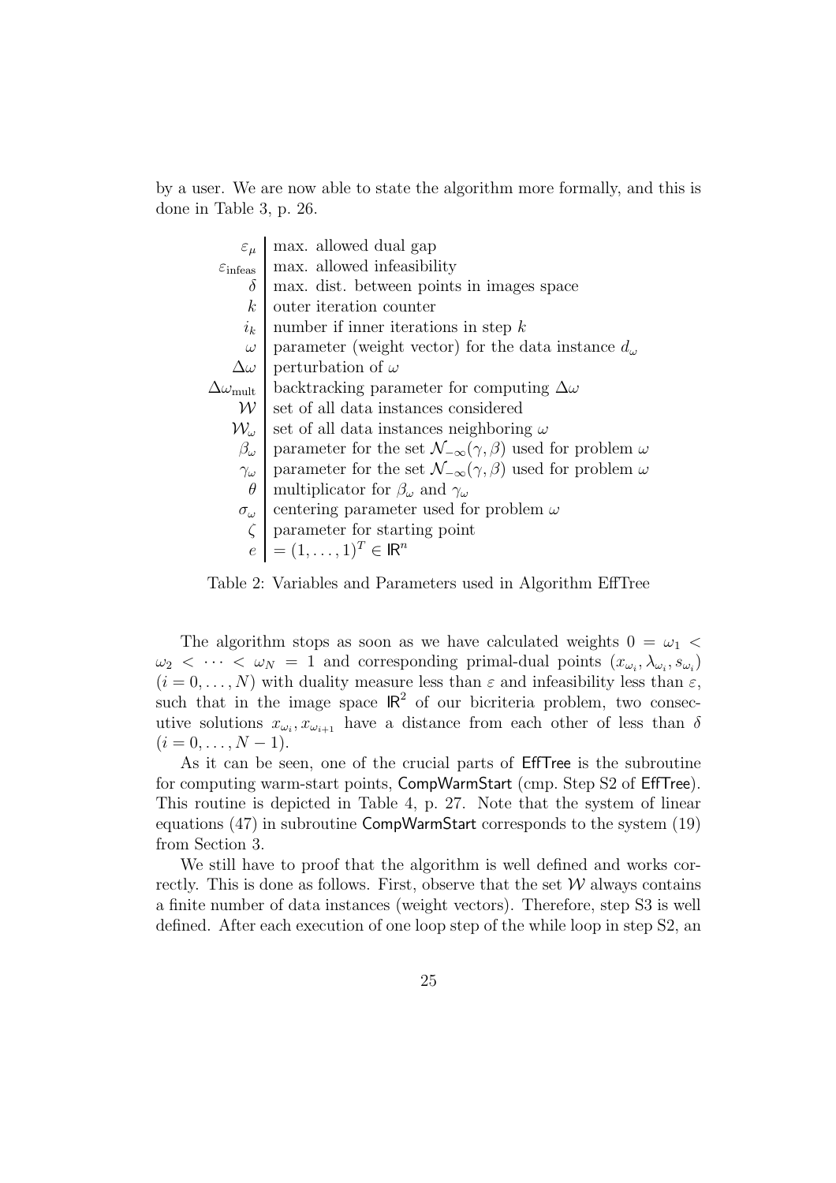by a user. We are now able to state the algorithm more formally, and this is done in Table 3, p. 26.

| | |
|---|---|
| $\varepsilon_\mu$ | max. allowed dual gap |
| $\varepsilon_{\text{infeas}}$ | max. allowed infeasibility |
| $\delta$ | max. dist. between points in images space |
| $k$ | outer iteration counter |
| $i_k$ | number if inner iterations in step $k$ |
| $\omega$ | parameter (weight vector) for the data instance $d_\omega$ |
| $\Delta\omega$ | perturbation of $\omega$ |
| $\Delta\omega_{\text{mult}}$ | backtracking parameter for computing $\Delta\omega$ |
| $\mathcal{W}$ | set of all data instances considered |
| $\mathcal{W}_\omega$ | set of all data instances neighboring $\omega$ |
| $\beta_\omega$ | parameter for the set $\mathcal{N}_{-\infty}(\gamma, \beta)$ used for problem $\omega$ |
| $\gamma_\omega$ | parameter for the set $\mathcal{N}_{-\infty}(\gamma, \beta)$ used for problem $\omega$ |
| $\theta$ | multiplicator for $\beta_\omega$ and $\gamma_\omega$ |
| $\sigma_\omega$ | centering parameter used for problem $\omega$ |
| $\zeta$ | parameter for starting point |
| $e$ | $= (1, \ldots, 1)^T \in \mathbb{R}^n$ |

Table 2: Variables and Parameters used in Algorithm EffTree

The algorithm stops as soon as we have calculated weights $0 = \omega_1 < \omega_2 < \cdots < \omega_N = 1$ and corresponding primal-dual points $(x_{\omega_i}, \lambda_{\omega_i}, s_{\omega_i})$ $(i = 0, \ldots, N)$ with duality measure less than $\varepsilon$ and infeasibility less than $\varepsilon$, such that in the image space $\mathbb{R}^2$ of our bicriteria problem, two consecutive solutions $x_{\omega_i}, x_{\omega_{i+1}}$ have a distance from each other of less than $\delta$ $(i = 0, \ldots, N-1)$.

As it can be seen, one of the crucial parts of EffTree is the subroutine for computing warm-start points, CompWarmStart (cmp. Step S2 of EffTree). This routine is depicted in Table 4, p. 27. Note that the system of linear equations (47) in subroutine CompWarmStart corresponds to the system (19) from Section 3.

We still have to proof that the algorithm is well defined and works correctly. This is done as follows. First, observe that the set $\mathcal{W}$ always contains a finite number of data instances (weight vectors). Therefore, step S3 is well defined. After each execution of one loop step of the while loop in step S2, an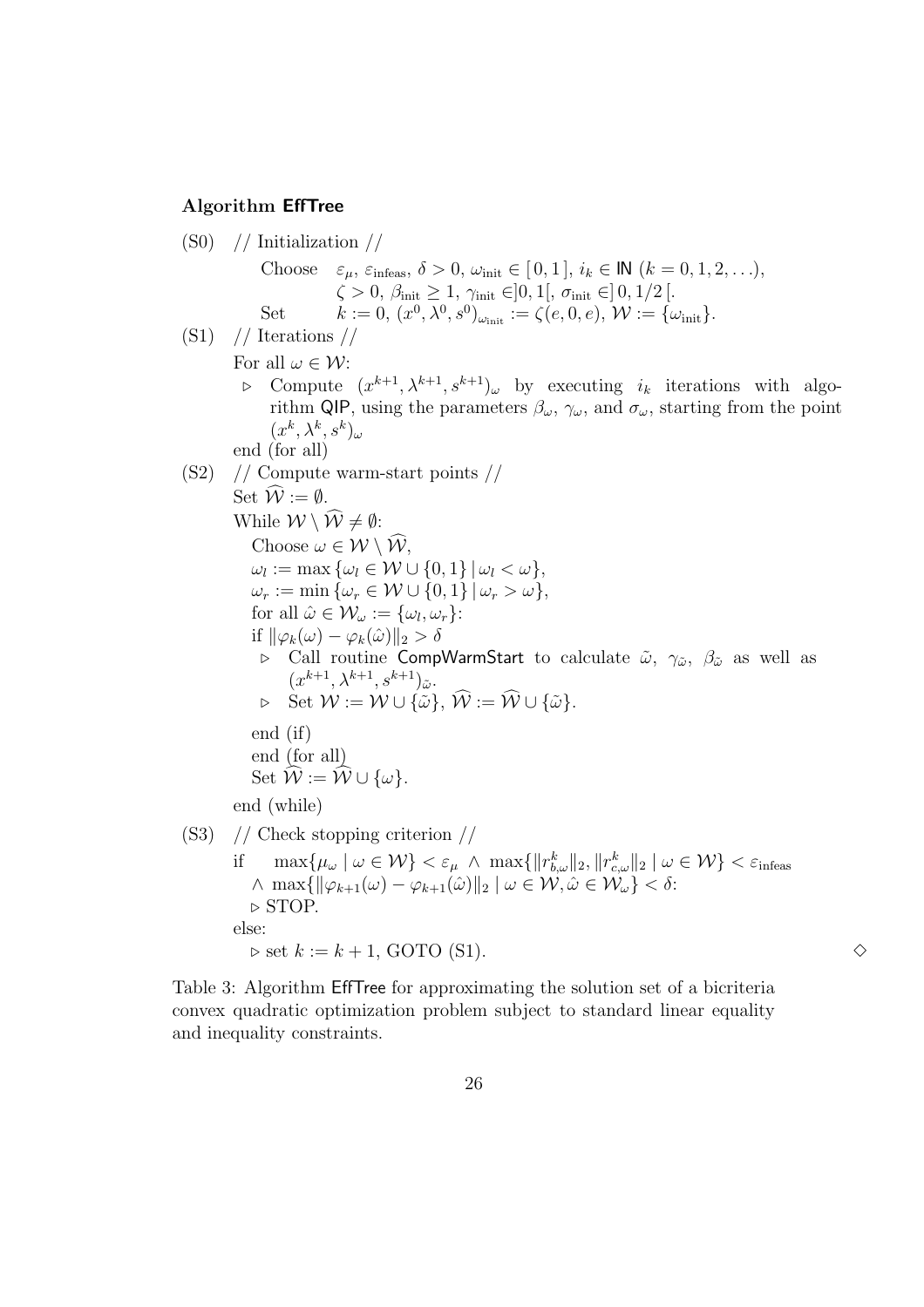**Algorithm EffTree**

(S0) // Initialization //

  Choose $\varepsilon_\mu$, $\varepsilon_{\text{infeas}}$, $\delta > 0$, $\omega_{\text{init}} \in [0, 1]$, $i_k \in \mathbb{N}$ $(k = 0, 1, 2, \ldots)$,
  $\zeta > 0$, $\beta_{\text{init}} \geq 1$, $\gamma_{\text{init}} \in ]0, 1[$, $\sigma_{\text{init}} \in ]0, 1/2[$.

  Set $k := 0$, $(x^0, \lambda^0, s^0)_{\omega_{\text{init}}} := \zeta(e, 0, e)$, $\mathcal{W} := \{\omega_{\text{init}}\}$.

(S1) // Iterations //

For all $\omega \in \mathcal{W}$:

- ▷ Compute $(x^{k+1}, \lambda^{k+1}, s^{k+1})_\omega$ by executing $i_k$ iterations with algorithm QIP, using the parameters $\beta_\omega$, $\gamma_\omega$, and $\sigma_\omega$, starting from the point $(x^k, \lambda^k, s^k)_\omega$

end (for all)

(S2) // Compute warm-start points //

Set $\widehat{\mathcal{W}} := \emptyset$.

While $\mathcal{W} \setminus \widehat{\mathcal{W}} \neq \emptyset$:

  Choose $\omega \in \mathcal{W} \setminus \widehat{\mathcal{W}}$,

  $\omega_l := \max\{\omega_l \in \mathcal{W} \cup \{0, 1\} \mid \omega_l < \omega\}$,

  $\omega_r := \min\{\omega_r \in \mathcal{W} \cup \{0, 1\} \mid \omega_r > \omega\}$,

  for all $\hat{\omega} \in \mathcal{W}_\omega := \{\omega_l, \omega_r\}$:

  if $\|\varphi_k(\omega) - \varphi_k(\hat{\omega})\|_2 > \delta$

  - ▷ Call routine CompWarmStart to calculate $\tilde{\omega}$, $\gamma_{\tilde{\omega}}$, $\beta_{\tilde{\omega}}$ as well as $(x^{k+1}, \lambda^{k+1}, s^{k+1})_{\tilde{\omega}}$.
  - ▷ Set $\mathcal{W} := \mathcal{W} \cup \{\tilde{\omega}\}$, $\widehat{\mathcal{W}} := \widehat{\mathcal{W}} \cup \{\tilde{\omega}\}$.

  end (if)

  end (for all)

  Set $\widehat{\mathcal{W}} := \widehat{\mathcal{W}} \cup \{\omega\}$.

end (while)

(S3) // Check stopping criterion //

if $\max\{\mu_\omega \mid \omega \in \mathcal{W}\} < \varepsilon_\mu \;\wedge\; \max\{\|r^k_{b,\omega}\|_2, \|r^k_{c,\omega}\|_2 \mid \omega \in \mathcal{W}\} < \varepsilon_{\text{infeas}}$
  $\wedge\; \max\{\|\varphi_{k+1}(\omega) - \varphi_{k+1}(\hat{\omega})\|_2 \mid \omega \in \mathcal{W}, \hat{\omega} \in \mathcal{W}_\omega\} < \delta$:
  ▷ STOP.

else:

  ▷ set $k := k + 1$, GOTO (S1). ◇

Table 3: Algorithm EffTree for approximating the solution set of a bicriteria convex quadratic optimization problem subject to standard linear equality and inequality constraints.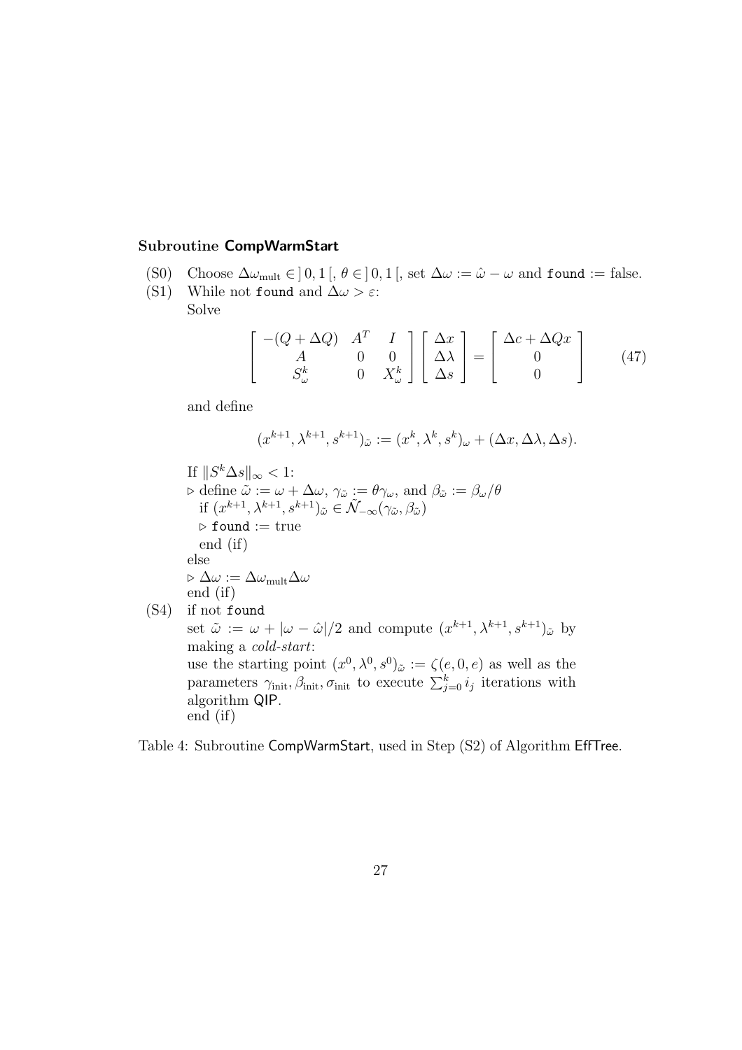### Subroutine **CompWarmStart**

(S0) Choose $\Delta\omega_{\text{mult}} \in ]\,0,1\,[$, $\theta \in ]\,0,1\,[$, set $\Delta\omega := \hat{\omega} - \omega$ and `found` := false.

(S1) While not `found` and $\Delta\omega > \varepsilon$:
Solve

$$\left[\begin{array}{ccc} -(Q+\Delta Q) & A^T & I \\ A & 0 & 0 \\ S^k_\omega & 0 & X^k_\omega \end{array}\right] \left[\begin{array}{c} \Delta x \\ \Delta\lambda \\ \Delta s \end{array}\right] = \left[\begin{array}{c} \Delta c + \Delta Q x \\ 0 \\ 0 \end{array}\right] \tag{47}$$

and define

$$(x^{k+1}, \lambda^{k+1}, s^{k+1})_{\tilde{\omega}} := (x^k, \lambda^k, s^k)_\omega + (\Delta x, \Delta\lambda, \Delta s).$$

If $\|S^k \Delta s\|_\infty < 1$:
$\triangleright$ define $\tilde{\omega} := \omega + \Delta\omega$, $\gamma_{\tilde{\omega}} := \theta\gamma_\omega$, and $\beta_{\tilde{\omega}} := \beta_\omega/\theta$
if $(x^{k+1}, \lambda^{k+1}, s^{k+1})_{\tilde{\omega}} \in \tilde{\mathcal{N}}_{-\infty}(\gamma_{\tilde{\omega}}, \beta_{\tilde{\omega}})$
$\triangleright$ `found` := true
end (if)
else
$\triangleright$ $\Delta\omega := \Delta\omega_{\text{mult}}\Delta\omega$
end (if)

(S4) if not `found`
set $\tilde{\omega} := \omega + |\omega - \hat{\omega}|/2$ and compute $(x^{k+1}, \lambda^{k+1}, s^{k+1})_{\tilde{\omega}}$ by making a *cold-start*:
use the starting point $(x^0, \lambda^0, s^0)_{\tilde{\omega}} := \zeta(e, 0, e)$ as well as the parameters $\gamma_{\text{init}}, \beta_{\text{init}}, \sigma_{\text{init}}$ to execute $\sum_{j=0}^{k} i_j$ iterations with algorithm QIP.
end (if)

Table 4: Subroutine CompWarmStart, used in Step (S2) of Algorithm EffTree.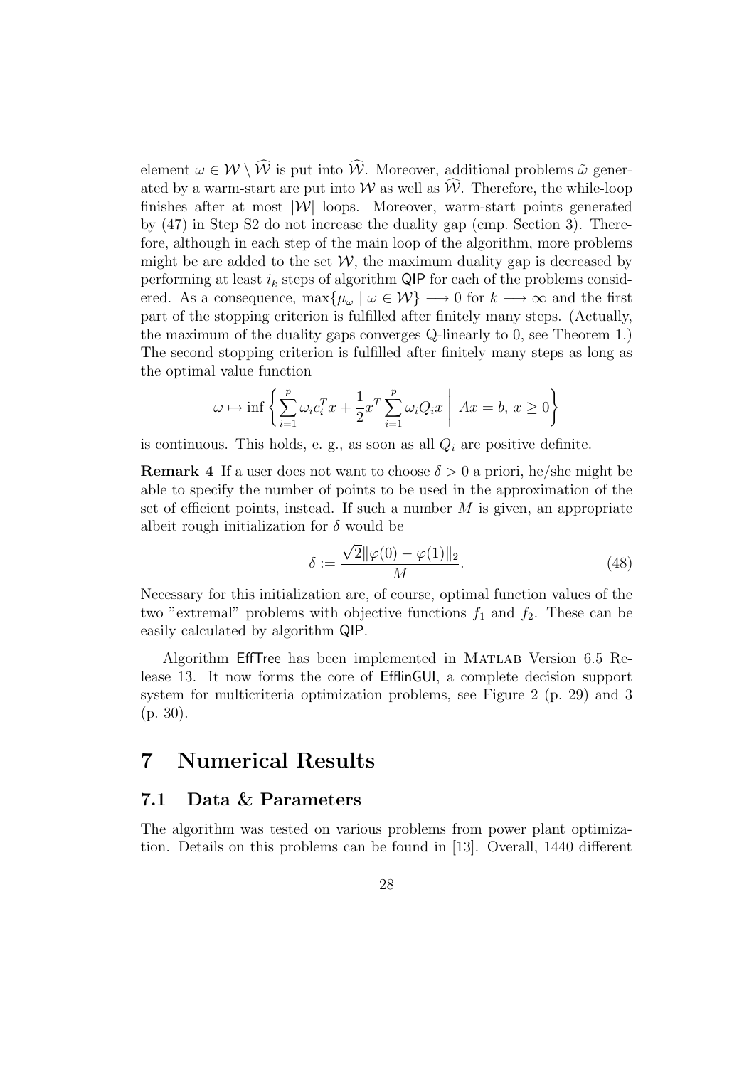element $\omega \in \mathcal{W} \setminus \widehat{\mathcal{W}}$ is put into $\widehat{\mathcal{W}}$. Moreover, additional problems $\tilde{\omega}$ generated by a warm-start are put into $\mathcal{W}$ as well as $\widehat{\mathcal{W}}$. Therefore, the while-loop finishes after at most $|\mathcal{W}|$ loops. Moreover, warm-start points generated by (47) in Step S2 do not increase the duality gap (cmp. Section 3). Therefore, although in each step of the main loop of the algorithm, more problems might be are added to the set $\mathcal{W}$, the maximum duality gap is decreased by performing at least $i_k$ steps of algorithm QIP for each of the problems considered. As a consequence, $\max\{\mu_\omega \mid \omega \in \mathcal{W}\} \longrightarrow 0$ for $k \longrightarrow \infty$ and the first part of the stopping criterion is fulfilled after finitely many steps. (Actually, the maximum of the duality gaps converges Q-linearly to 0, see Theorem 1.) The second stopping criterion is fulfilled after finitely many steps as long as the optimal value function

$$\omega \mapsto \inf \left\{ \sum_{i=1}^{p} \omega_i c_i^T x + \frac{1}{2} x^T \sum_{i=1}^{p} \omega_i Q_i x \;\middle|\; Ax = b,\, x \geq 0 \right\}$$

is continuous. This holds, e. g., as soon as all $Q_i$ are positive definite.

**Remark 4** If a user does not want to choose $\delta > 0$ a priori, he/she might be able to specify the number of points to be used in the approximation of the set of efficient points, instead. If such a number $M$ is given, an appropriate albeit rough initialization for $\delta$ would be

$$\delta := \frac{\sqrt{2}\|\varphi(0) - \varphi(1)\|_2}{M}. \tag{48}$$

Necessary for this initialization are, of course, optimal function values of the two "extremal" problems with objective functions $f_1$ and $f_2$. These can be easily calculated by algorithm QIP.

Algorithm EffTree has been implemented in MATLAB Version 6.5 Release 13. It now forms the core of EfflinGUI, a complete decision support system for multicriteria optimization problems, see Figure 2 (p. 29) and 3 (p. 30).

# 7 Numerical Results

## 7.1 Data & Parameters

The algorithm was tested on various problems from power plant optimization. Details on this problems can be found in [13]. Overall, 1440 different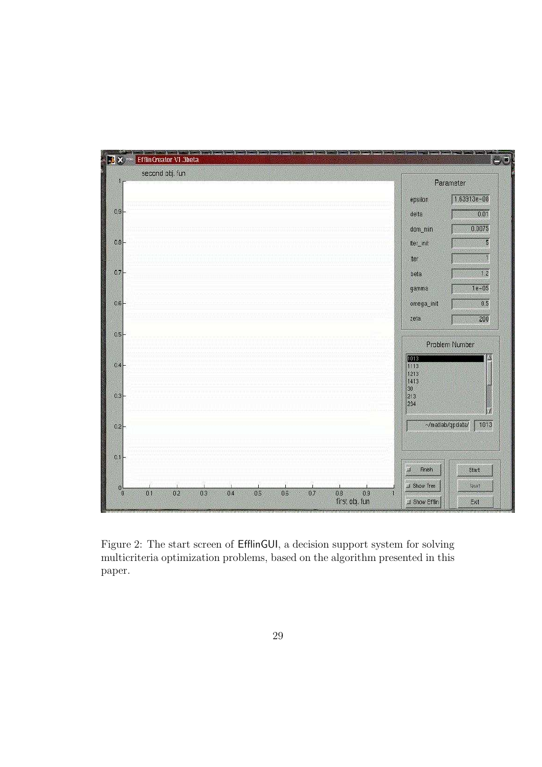Figure 2: The start screen of EfflinGUI, a decision support system for solving multicriteria optimization problems, based on the algorithm presented in this paper.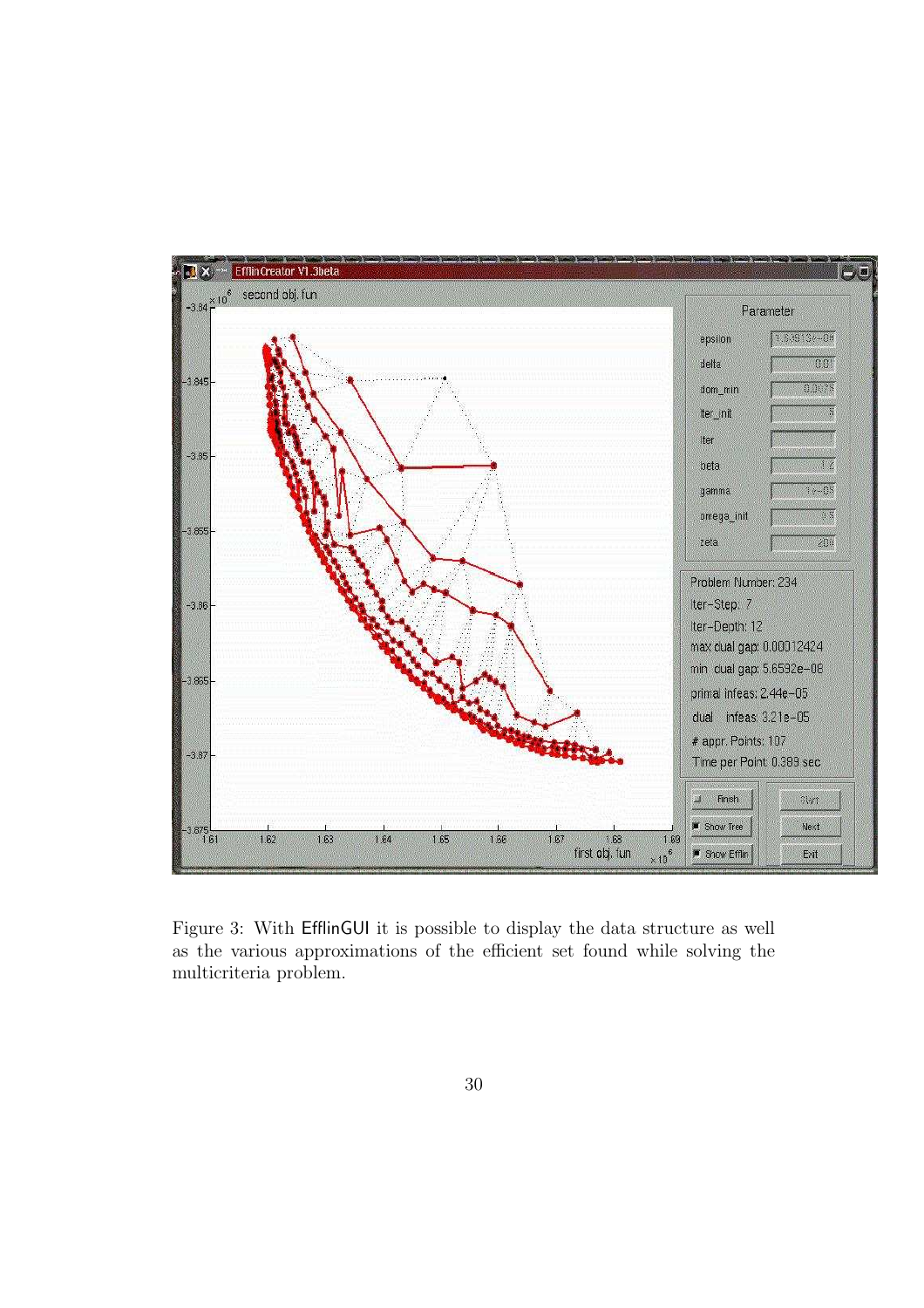Figure 3: With EfflinGUI it is possible to display the data structure as well as the various approximations of the efficient set found while solving the multicriteria problem.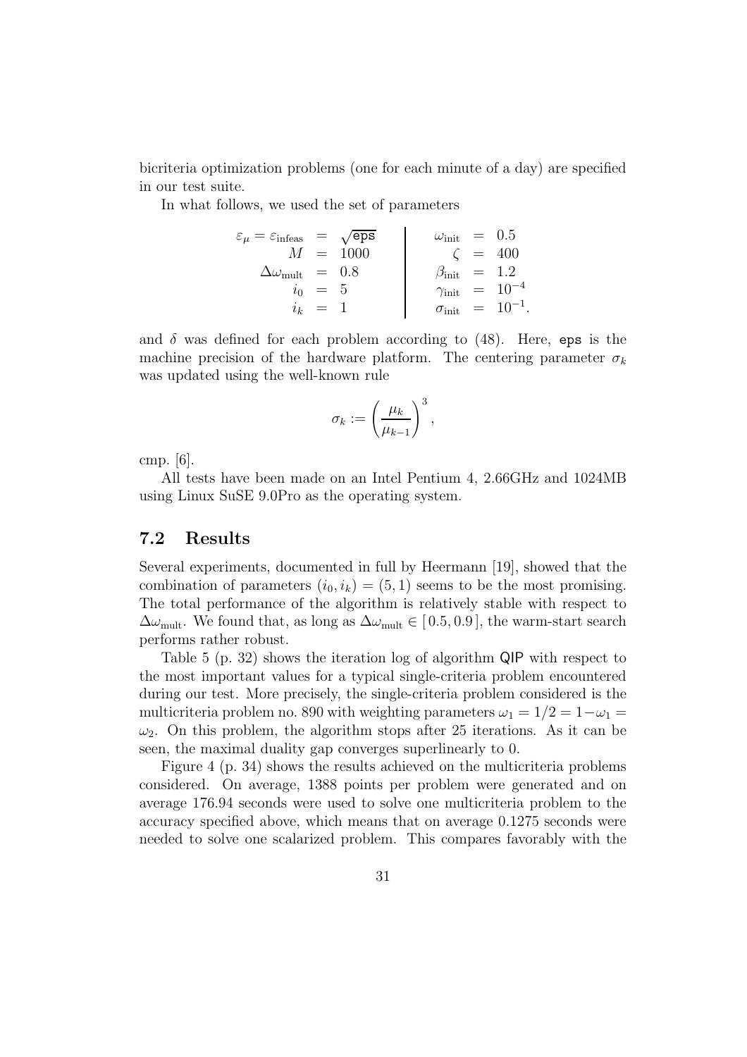bicriteria optimization problems (one for each minute of a day) are specified in our test suite.

In what follows, we used the set of parameters

$$
\begin{array}{rcl|rcl}
\varepsilon_\mu = \varepsilon_{\text{infeas}} & = & \sqrt{\texttt{eps}} & \omega_{\text{init}} & = & 0.5 \\
M & = & 1000 & \zeta & = & 400 \\
\Delta\omega_{\text{mult}} & = & 0.8 & \beta_{\text{init}} & = & 1.2 \\
i_0 & = & 5 & \gamma_{\text{init}} & = & 10^{-4} \\
i_k & = & 1 & \sigma_{\text{init}} & = & 10^{-1}.
\end{array}
$$

and $\delta$ was defined for each problem according to (48). Here, `eps` is the machine precision of the hardware platform. The centering parameter $\sigma_k$ was updated using the well-known rule

$$
\sigma_k := \left(\frac{\mu_k}{\mu_{k-1}}\right)^3,
$$

cmp. [6].

All tests have been made on an Intel Pentium 4, 2.66GHz and 1024MB using Linux SuSE 9.0Pro as the operating system.

### 7.2 Results

Several experiments, documented in full by Heermann [19], showed that the combination of parameters $(i_0, i_k) = (5, 1)$ seems to be the most promising. The total performance of the algorithm is relatively stable with respect to $\Delta\omega_{\text{mult}}$. We found that, as long as $\Delta\omega_{\text{mult}} \in [\,0.5, 0.9\,]$, the warm-start search performs rather robust.

Table 5 (p. 32) shows the iteration log of algorithm QIP with respect to the most important values for a typical single-criteria problem encountered during our test. More precisely, the single-criteria problem considered is the multicriteria problem no. 890 with weighting parameters $\omega_1 = 1/2 = 1 - \omega_1 = \omega_2$. On this problem, the algorithm stops after 25 iterations. As it can be seen, the maximal duality gap converges superlinearly to 0.

Figure 4 (p. 34) shows the results achieved on the multicriteria problems considered. On average, 1388 points per problem were generated and on average 176.94 seconds were used to solve one multicriteria problem to the accuracy specified above, which means that on average 0.1275 seconds were needed to solve one scalarized problem. This compares favorably with the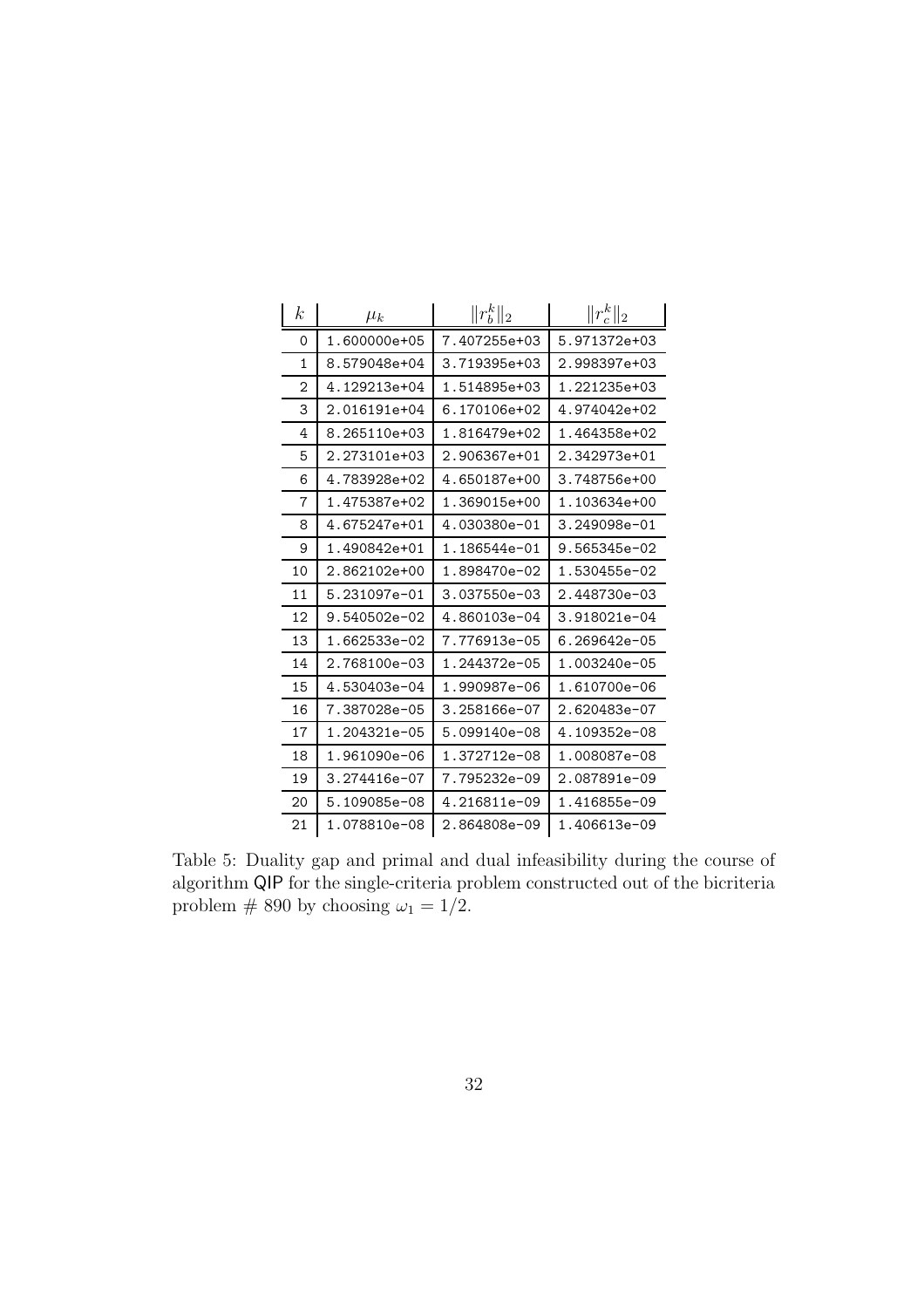| $k$ | $\mu_k$ | $\|r_b^k\|_2$ | $\|r_c^k\|_2$ |
|---|---|---|---|
| 0 | 1.600000e+05 | 7.407255e+03 | 5.971372e+03 |
| 1 | 8.579048e+04 | 3.719395e+03 | 2.998397e+03 |
| 2 | 4.129213e+04 | 1.514895e+03 | 1.221235e+03 |
| 3 | 2.016191e+04 | 6.170106e+02 | 4.974042e+02 |
| 4 | 8.265110e+03 | 1.816479e+02 | 1.464358e+02 |
| 5 | 2.273101e+03 | 2.906367e+01 | 2.342973e+01 |
| 6 | 4.783928e+02 | 4.650187e+00 | 3.748756e+00 |
| 7 | 1.475387e+02 | 1.369015e+00 | 1.103634e+00 |
| 8 | 4.675247e+01 | 4.030380e-01 | 3.249098e-01 |
| 9 | 1.490842e+01 | 1.186544e-01 | 9.565345e-02 |
| 10 | 2.862102e+00 | 1.898470e-02 | 1.530455e-02 |
| 11 | 5.231097e-01 | 3.037550e-03 | 2.448730e-03 |
| 12 | 9.540502e-02 | 4.860103e-04 | 3.918021e-04 |
| 13 | 1.662533e-02 | 7.776913e-05 | 6.269642e-05 |
| 14 | 2.768100e-03 | 1.244372e-05 | 1.003240e-05 |
| 15 | 4.530403e-04 | 1.990987e-06 | 1.610700e-06 |
| 16 | 7.387028e-05 | 3.258166e-07 | 2.620483e-07 |
| 17 | 1.204321e-05 | 5.099140e-08 | 4.109352e-08 |
| 18 | 1.961090e-06 | 1.372712e-08 | 1.008087e-08 |
| 19 | 3.274416e-07 | 7.795232e-09 | 2.087891e-09 |
| 20 | 5.109085e-08 | 4.216811e-09 | 1.416855e-09 |
| 21 | 1.078810e-08 | 2.864808e-09 | 1.406613e-09 |

Table 5: Duality gap and primal and dual infeasibility during the course of algorithm QIP for the single-criteria problem constructed out of the bicriteria problem # 890 by choosing $\omega_1 = 1/2$.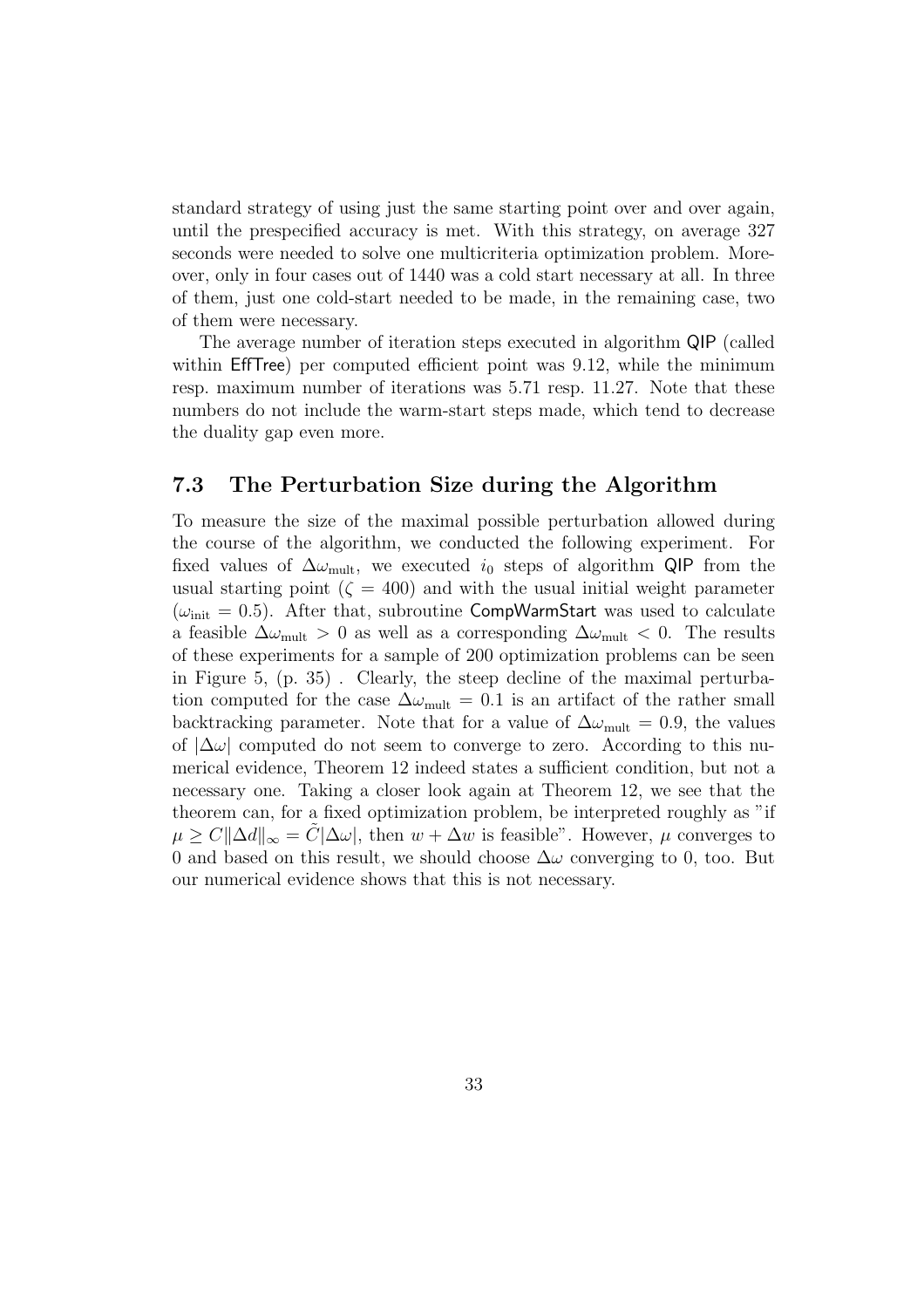standard strategy of using just the same starting point over and over again, until the prespecified accuracy is met. With this strategy, on average 327 seconds were needed to solve one multicriteria optimization problem. Moreover, only in four cases out of 1440 was a cold start necessary at all. In three of them, just one cold-start needed to be made, in the remaining case, two of them were necessary.

The average number of iteration steps executed in algorithm QIP (called within EffTree) per computed efficient point was 9.12, while the minimum resp. maximum number of iterations was 5.71 resp. 11.27. Note that these numbers do not include the warm-start steps made, which tend to decrease the duality gap even more.

## 7.3 The Perturbation Size during the Algorithm

To measure the size of the maximal possible perturbation allowed during the course of the algorithm, we conducted the following experiment. For fixed values of $\Delta\omega_{\text{mult}}$, we executed $i_0$ steps of algorithm QIP from the usual starting point ($\zeta = 400$) and with the usual initial weight parameter ($\omega_{\text{init}} = 0.5$). After that, subroutine CompWarmStart was used to calculate a feasible $\Delta\omega_{\text{mult}} > 0$ as well as a corresponding $\Delta\omega_{\text{mult}} < 0$. The results of these experiments for a sample of 200 optimization problems can be seen in Figure 5, (p. 35) . Clearly, the steep decline of the maximal perturbation computed for the case $\Delta\omega_{\text{mult}} = 0.1$ is an artifact of the rather small backtracking parameter. Note that for a value of $\Delta\omega_{\text{mult}} = 0.9$, the values of $|\Delta\omega|$ computed do not seem to converge to zero. According to this numerical evidence, Theorem 12 indeed states a sufficient condition, but not a necessary one. Taking a closer look again at Theorem 12, we see that the theorem can, for a fixed optimization problem, be interpreted roughly as "if $\mu \geq C\|\Delta d\|_\infty = \tilde{C}|\Delta\omega|$, then $w + \Delta w$ is feasible". However, $\mu$ converges to 0 and based on this result, we should choose $\Delta\omega$ converging to 0, too. But our numerical evidence shows that this is not necessary.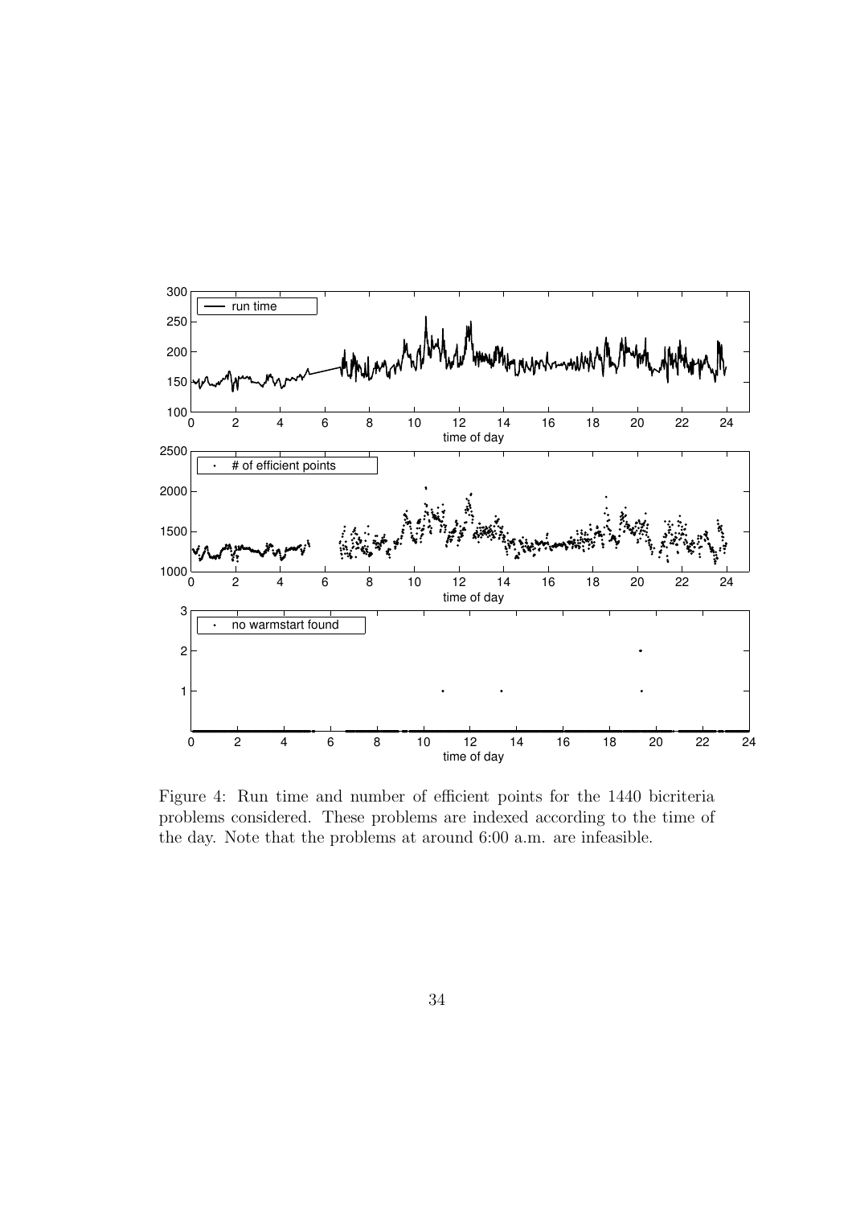Figure 4: Run time and number of efficient points for the 1440 bicriteria problems considered. These problems are indexed according to the time of the day. Note that the problems at around 6:00 a.m. are infeasible.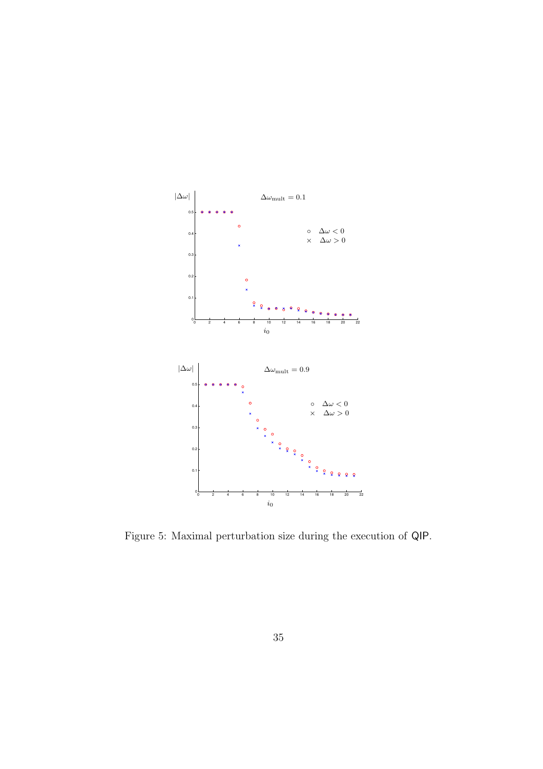Figure 5: Maximal perturbation size during the execution of QIP.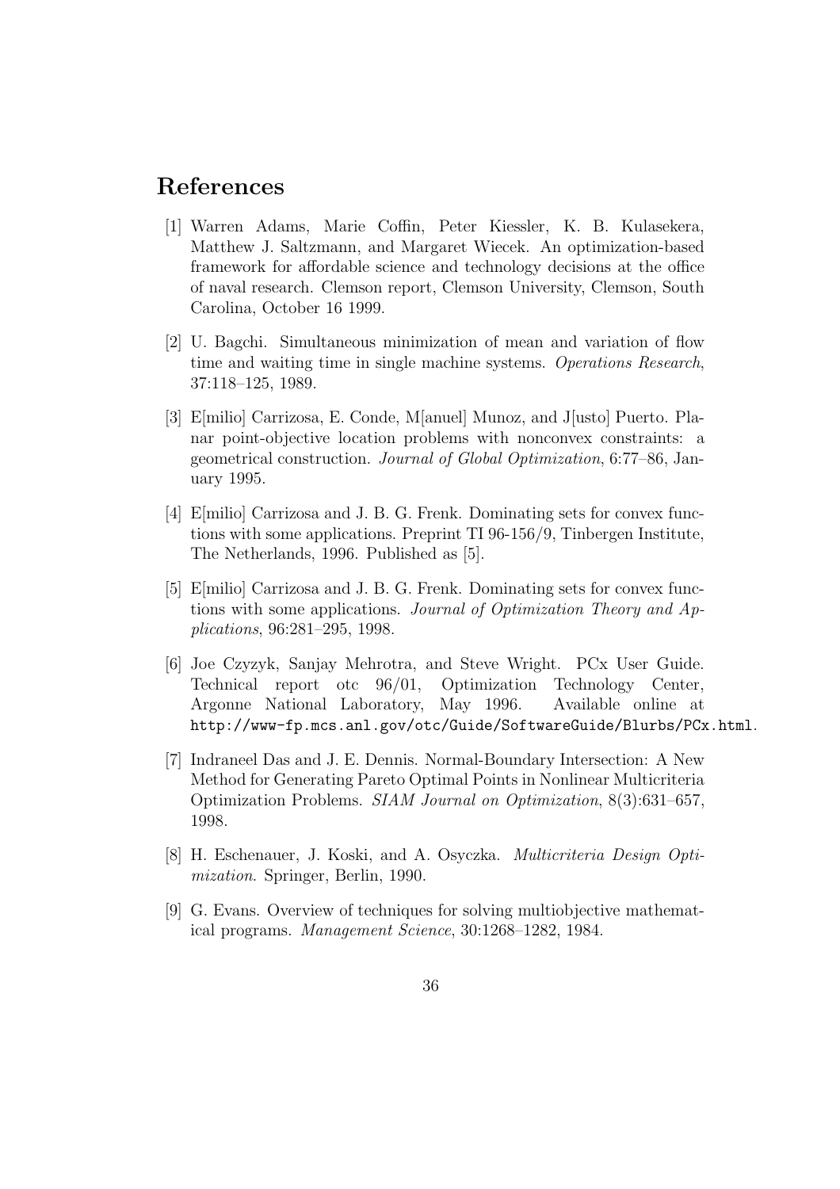## References

[1] Warren Adams, Marie Coffin, Peter Kiessler, K. B. Kulasekera, Matthew J. Saltzmann, and Margaret Wiecek. An optimization-based framework for affordable science and technology decisions at the office of naval research. Clemson report, Clemson University, Clemson, South Carolina, October 16 1999.

[2] U. Bagchi. Simultaneous minimization of mean and variation of flow time and waiting time in single machine systems. *Operations Research*, 37:118–125, 1989.

[3] E[milio] Carrizosa, E. Conde, M[anuel] Munoz, and J[usto] Puerto. Planar point-objective location problems with nonconvex constraints: a geometrical construction. *Journal of Global Optimization*, 6:77–86, January 1995.

[4] E[milio] Carrizosa and J. B. G. Frenk. Dominating sets for convex functions with some applications. Preprint TI 96-156/9, Tinbergen Institute, The Netherlands, 1996. Published as [5].

[5] E[milio] Carrizosa and J. B. G. Frenk. Dominating sets for convex functions with some applications. *Journal of Optimization Theory and Applications*, 96:281–295, 1998.

[6] Joe Czyzyk, Sanjay Mehrotra, and Steve Wright. PCx User Guide. Technical report otc 96/01, Optimization Technology Center, Argonne National Laboratory, May 1996. Available online at `http://www-fp.mcs.anl.gov/otc/Guide/SoftwareGuide/Blurbs/PCx.html`.

[7] Indraneel Das and J. E. Dennis. Normal-Boundary Intersection: A New Method for Generating Pareto Optimal Points in Nonlinear Multicriteria Optimization Problems. *SIAM Journal on Optimization*, 8(3):631–657, 1998.

[8] H. Eschenauer, J. Koski, and A. Osyczka. *Multicriteria Design Optimization*. Springer, Berlin, 1990.

[9] G. Evans. Overview of techniques for solving multiobjective mathematical programs. *Management Science*, 30:1268–1282, 1984.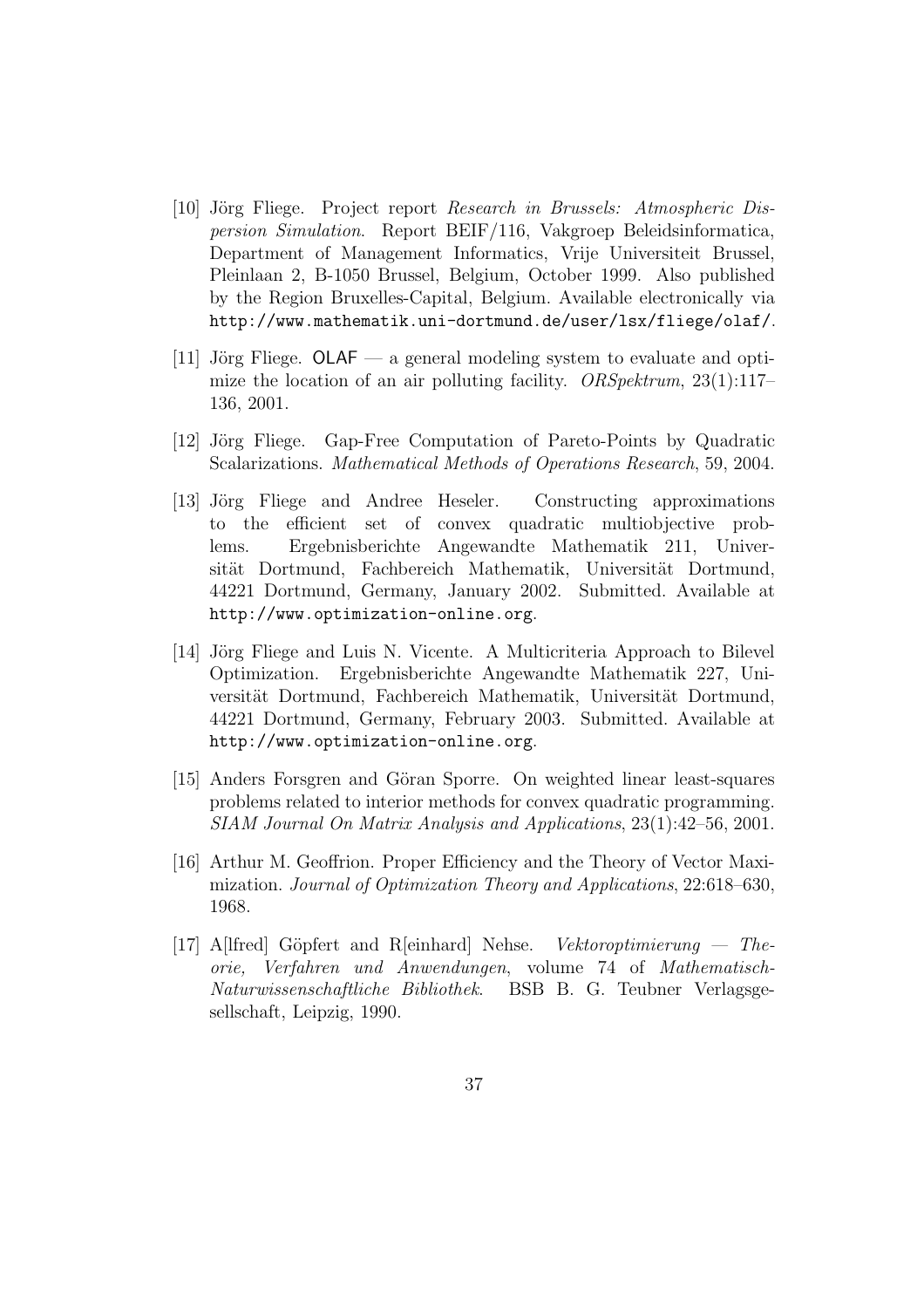[10] Jörg Fliege. Project report *Research in Brussels: Atmospheric Dispersion Simulation*. Report BEIF/116, Vakgroep Beleidsinformatica, Department of Management Informatics, Vrije Universiteit Brussel, Pleinlaan 2, B-1050 Brussel, Belgium, October 1999. Also published by the Region Bruxelles-Capital, Belgium. Available electronically via `http://www.mathematik.uni-dortmund.de/user/lsx/fliege/olaf/`.

[11] Jörg Fliege. OLAF — a general modeling system to evaluate and optimize the location of an air polluting facility. *ORSpektrum*, 23(1):117–136, 2001.

[12] Jörg Fliege. Gap-Free Computation of Pareto-Points by Quadratic Scalarizations. *Mathematical Methods of Operations Research*, 59, 2004.

[13] Jörg Fliege and Andree Heseler. Constructing approximations to the efficient set of convex quadratic multiobjective problems. Ergebnisberichte Angewandte Mathematik 211, Universität Dortmund, Fachbereich Mathematik, Universität Dortmund, 44221 Dortmund, Germany, January 2002. Submitted. Available at `http://www.optimization-online.org`.

[14] Jörg Fliege and Luis N. Vicente. A Multicriteria Approach to Bilevel Optimization. Ergebnisberichte Angewandte Mathematik 227, Universität Dortmund, Fachbereich Mathematik, Universität Dortmund, 44221 Dortmund, Germany, February 2003. Submitted. Available at `http://www.optimization-online.org`.

[15] Anders Forsgren and Göran Sporre. On weighted linear least-squares problems related to interior methods for convex quadratic programming. *SIAM Journal On Matrix Analysis and Applications*, 23(1):42–56, 2001.

[16] Arthur M. Geoffrion. Proper Efficiency and the Theory of Vector Maximization. *Journal of Optimization Theory and Applications*, 22:618–630, 1968.

[17] A[lfred] Göpfert and R[einhard] Nehse. *Vektoroptimierung — Theorie, Verfahren und Anwendungen*, volume 74 of *Mathematisch-Naturwissenschaftliche Bibliothek*. BSB B. G. Teubner Verlagsgesellschaft, Leipzig, 1990.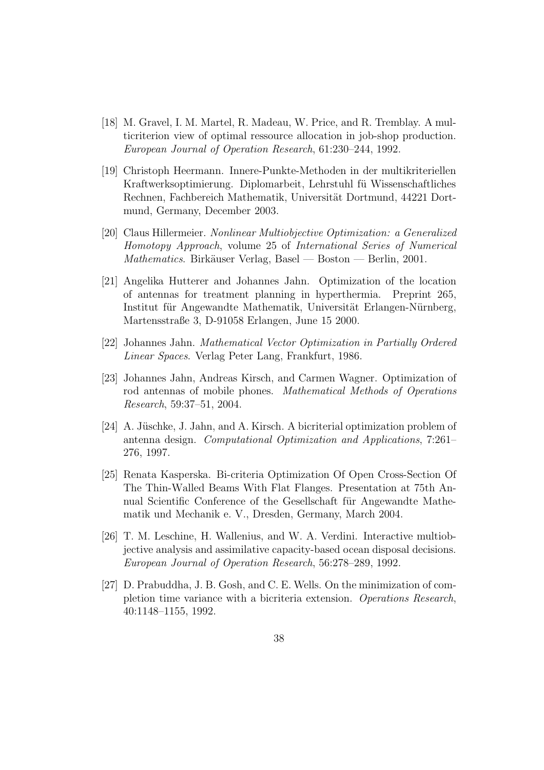[18] M. Gravel, I. M. Martel, R. Madeau, W. Price, and R. Tremblay. A multicriterion view of optimal ressource allocation in job-shop production. *European Journal of Operation Research*, 61:230–244, 1992.

[19] Christoph Heermann. Innere-Punkte-Methoden in der multikriteriellen Kraftwerksoptimierung. Diplomarbeit, Lehrstuhl fü Wissenschaftliches Rechnen, Fachbereich Mathematik, Universität Dortmund, 44221 Dortmund, Germany, December 2003.

[20] Claus Hillermeier. *Nonlinear Multiobjective Optimization: a Generalized Homotopy Approach*, volume 25 of *International Series of Numerical Mathematics*. Birkäuser Verlag, Basel — Boston — Berlin, 2001.

[21] Angelika Hutterer and Johannes Jahn. Optimization of the location of antennas for treatment planning in hyperthermia. Preprint 265, Institut für Angewandte Mathematik, Universität Erlangen-Nürnberg, Martensstraße 3, D-91058 Erlangen, June 15 2000.

[22] Johannes Jahn. *Mathematical Vector Optimization in Partially Ordered Linear Spaces*. Verlag Peter Lang, Frankfurt, 1986.

[23] Johannes Jahn, Andreas Kirsch, and Carmen Wagner. Optimization of rod antennas of mobile phones. *Mathematical Methods of Operations Research*, 59:37–51, 2004.

[24] A. Jüschke, J. Jahn, and A. Kirsch. A bicriterial optimization problem of antenna design. *Computational Optimization and Applications*, 7:261–276, 1997.

[25] Renata Kasperska. Bi-criteria Optimization Of Open Cross-Section Of The Thin-Walled Beams With Flat Flanges. Presentation at 75th Annual Scientific Conference of the Gesellschaft für Angewandte Mathematik und Mechanik e. V., Dresden, Germany, March 2004.

[26] T. M. Leschine, H. Wallenius, and W. A. Verdini. Interactive multiobjective analysis and assimilative capacity-based ocean disposal decisions. *European Journal of Operation Research*, 56:278–289, 1992.

[27] D. Prabuddha, J. B. Gosh, and C. E. Wells. On the minimization of completion time variance with a bicriteria extension. *Operations Research*, 40:1148–1155, 1992.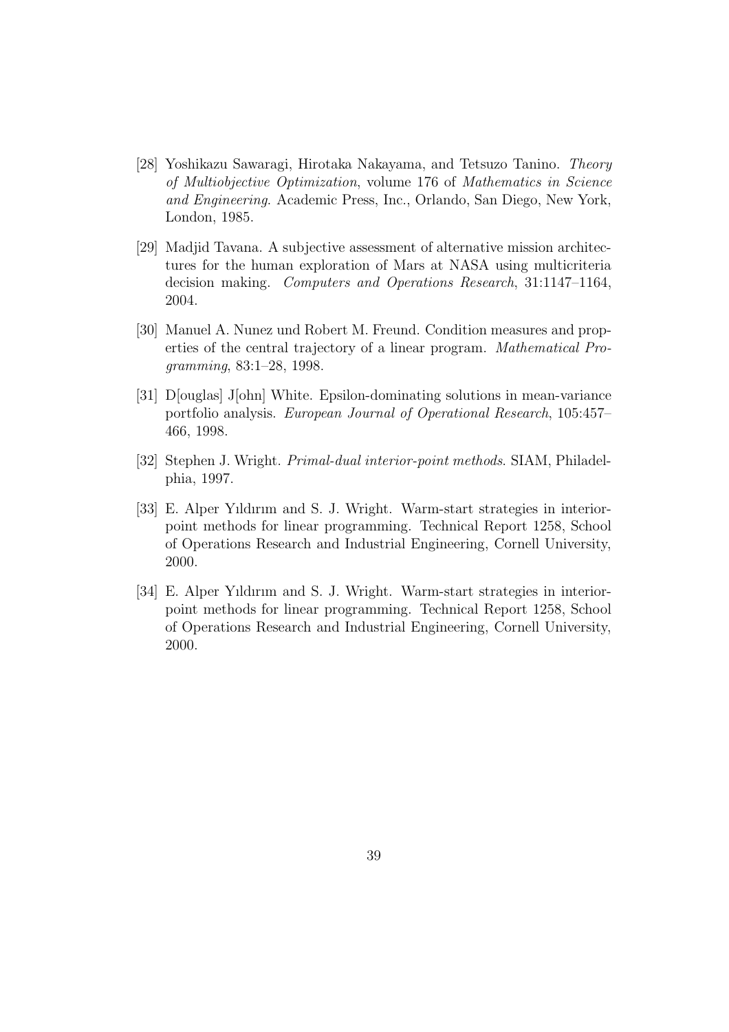[28] Yoshikazu Sawaragi, Hirotaka Nakayama, and Tetsuzo Tanino. *Theory of Multiobjective Optimization*, volume 176 of *Mathematics in Science and Engineering*. Academic Press, Inc., Orlando, San Diego, New York, London, 1985.

[29] Madjid Tavana. A subjective assessment of alternative mission architectures for the human exploration of Mars at NASA using multicriteria decision making. *Computers and Operations Research*, 31:1147–1164, 2004.

[30] Manuel A. Nunez und Robert M. Freund. Condition measures and properties of the central trajectory of a linear program. *Mathematical Programming*, 83:1–28, 1998.

[31] D[ouglas] J[ohn] White. Epsilon-dominating solutions in mean-variance portfolio analysis. *European Journal of Operational Research*, 105:457–466, 1998.

[32] Stephen J. Wright. *Primal-dual interior-point methods*. SIAM, Philadelphia, 1997.

[33] E. Alper Yıldırım and S. J. Wright. Warm-start strategies in interior-point methods for linear programming. Technical Report 1258, School of Operations Research and Industrial Engineering, Cornell University, 2000.

[34] E. Alper Yıldırım and S. J. Wright. Warm-start strategies in interior-point methods for linear programming. Technical Report 1258, School of Operations Research and Industrial Engineering, Cornell University, 2000.